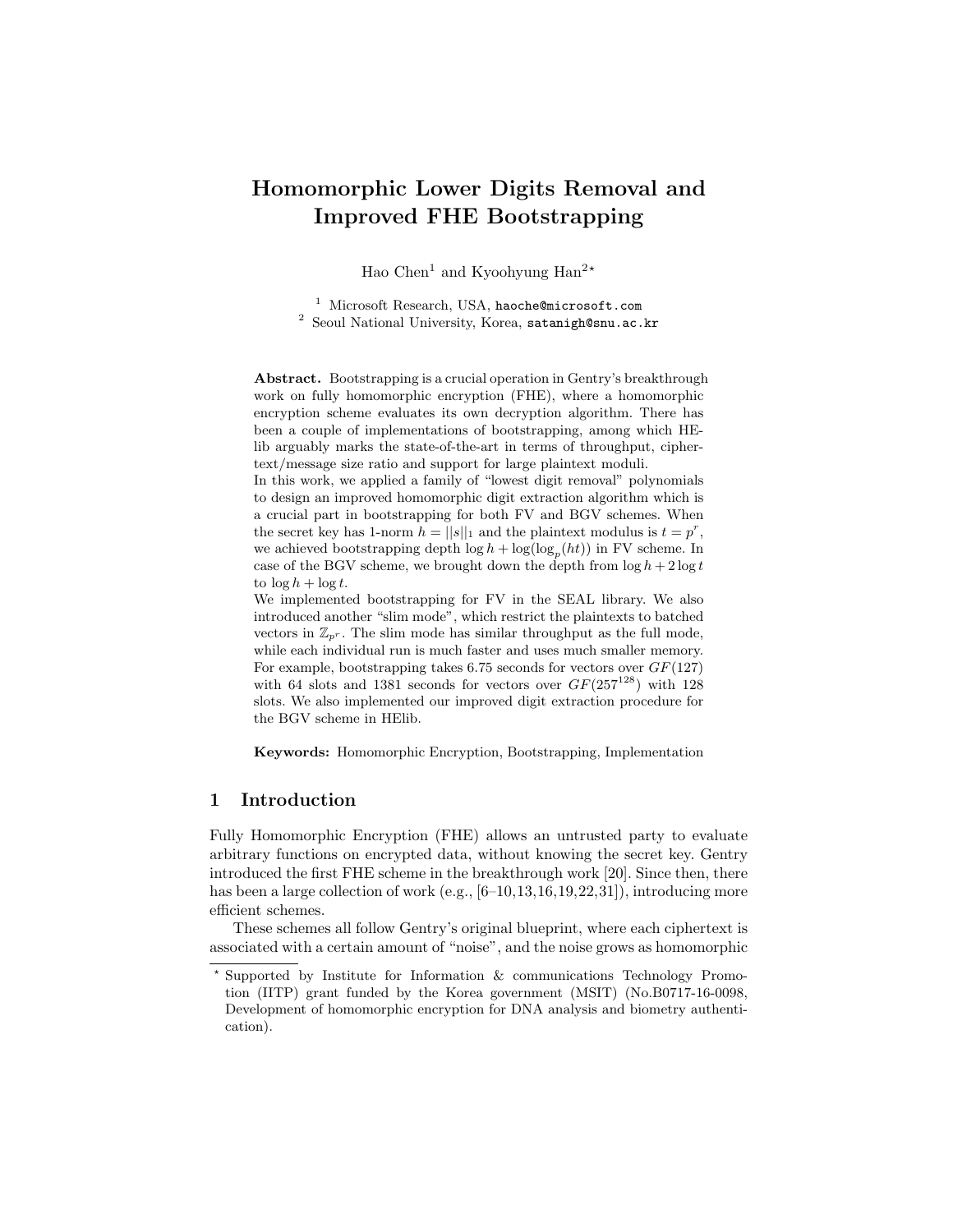# Homomorphic Lower Digits Removal and Improved FHE Bootstrapping

Hao Chen[1] and Kyoohyung Han[2 ⋆]

[1] Microsoft Research, USA, haoche@microsoft.com
[2] Seoul National University, Korea, satanigh@snu.ac.kr

**Abstract.** Bootstrapping is a crucial operation in Gentry's breakthrough work on fully homomorphic encryption (FHE), where a homomorphic encryption scheme evaluates its own decryption algorithm. There has been a couple of implementations of bootstrapping, among which HElib arguably marks the state-of-the-art in terms of throughput, ciphertext/message size ratio and support for large plaintext moduli.

In this work, we applied a family of "lowest digit removal" polynomials to design an improved homomorphic digit extraction algorithm which is a crucial part in bootstrapping for both FV and BGV schemes. When the secret key has 1-norm $h = ||s||_1$ and the plaintext modulus is $t = p^r$, we achieved bootstrapping depth $\log h + \log(\log_p(ht))$ in FV scheme. In case of the BGV scheme, we brought down the depth from $\log h + 2\log t$ to $\log h + \log t$.

We implemented bootstrapping for FV in the SEAL library. We also introduced another "slim mode", which restrict the plaintexts to batched vectors in $\mathbb{Z}_{p^r}$. The slim mode has similar throughput as the full mode, while each individual run is much faster and uses much smaller memory. For example, bootstrapping takes 6.75 seconds for vectors over $GF(127)$ with 64 slots and 1381 seconds for vectors over $GF(257^{128})$ with 128 slots. We also implemented our improved digit extraction procedure for the BGV scheme in HElib.

**Keywords:** Homomorphic Encryption, Bootstrapping, Implementation

## 1 Introduction

Fully Homomorphic Encryption (FHE) allows an untrusted party to evaluate arbitrary functions on encrypted data, without knowing the secret key. Gentry introduced the first FHE scheme in the breakthrough work [20]. Since then, there has been a large collection of work (e.g., [6–10,13,16,19,22,31]), introducing more efficient schemes.

These schemes all follow Gentry's original blueprint, where each ciphertext is associated with a certain amount of "noise", and the noise grows as homomorphic

⋆ Supported by Institute for Information & communications Technology Promotion (IITP) grant funded by the Korea government (MSIT) (No.B0717-16-0098, Development of homomorphic encryption for DNA analysis and biometry authentication).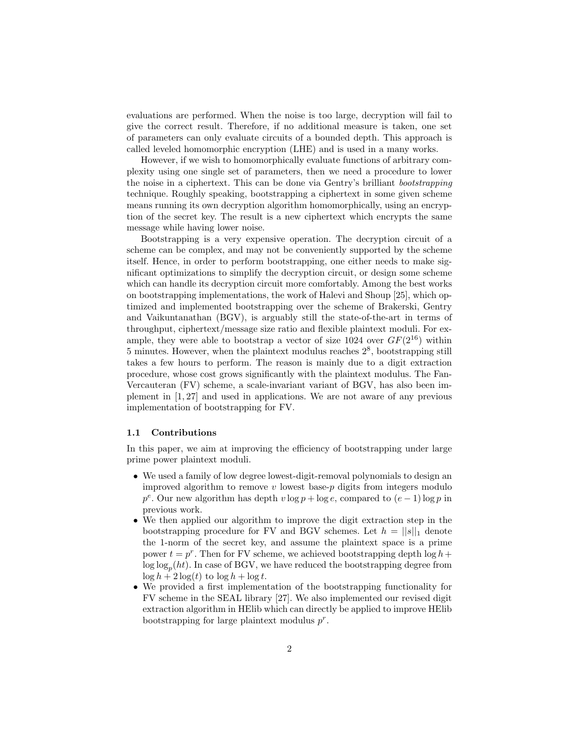evaluations are performed. When the noise is too large, decryption will fail to give the correct result. Therefore, if no additional measure is taken, one set of parameters can only evaluate circuits of a bounded depth. This approach is called leveled homomorphic encryption (LHE) and is used in a many works.

However, if we wish to homomorphically evaluate functions of arbitrary complexity using one single set of parameters, then we need a procedure to lower the noise in a ciphertext. This can be done via Gentry's brilliant *bootstrapping* technique. Roughly speaking, bootstrapping a ciphertext in some given scheme means running its own decryption algorithm homomorphically, using an encryption of the secret key. The result is a new ciphertext which encrypts the same message while having lower noise.

Bootstrapping is a very expensive operation. The decryption circuit of a scheme can be complex, and may not be conveniently supported by the scheme itself. Hence, in order to perform bootstrapping, one either needs to make significant optimizations to simplify the decryption circuit, or design some scheme which can handle its decryption circuit more comfortably. Among the best works on bootstrapping implementations, the work of Halevi and Shoup [25], which optimized and implemented bootstrapping over the scheme of Brakerski, Gentry and Vaikuntanathan (BGV), is arguably still the state-of-the-art in terms of throughput, ciphertext/message size ratio and flexible plaintext moduli. For example, they were able to bootstrap a vector of size 1024 over $GF(2^{16})$ within 5 minutes. However, when the plaintext modulus reaches $2^8$, bootstrapping still takes a few hours to perform. The reason is mainly due to a digit extraction procedure, whose cost grows significantly with the plaintext modulus. The Fan-Vercauteran (FV) scheme, a scale-invariant variant of BGV, has also been implement in [1, 27] and used in applications. We are not aware of any previous implementation of bootstrapping for FV.

### 1.1 Contributions

In this paper, we aim at improving the efficiency of bootstrapping under large prime power plaintext moduli.

- We used a family of low degree lowest-digit-removal polynomials to design an improved algorithm to remove $v$ lowest base-$p$ digits from integers modulo $p^e$. Our new algorithm has depth $v \log p + \log e$, compared to $(e-1)\log p$ in previous work.
- We then applied our algorithm to improve the digit extraction step in the bootstrapping procedure for FV and BGV schemes. Let $h = ||s||_1$ denote the 1-norm of the secret key, and assume the plaintext space is a prime power $t = p^r$. Then for FV scheme, we achieved bootstrapping depth $\log h + \log\log_p(ht)$. In case of BGV, we have reduced the bootstrapping degree from $\log h + 2\log(t)$ to $\log h + \log t$.
- We provided a first implementation of the bootstrapping functionality for FV scheme in the SEAL library [27]. We also implemented our revised digit extraction algorithm in HElib which can directly be applied to improve HElib bootstrapping for large plaintext modulus $p^r$.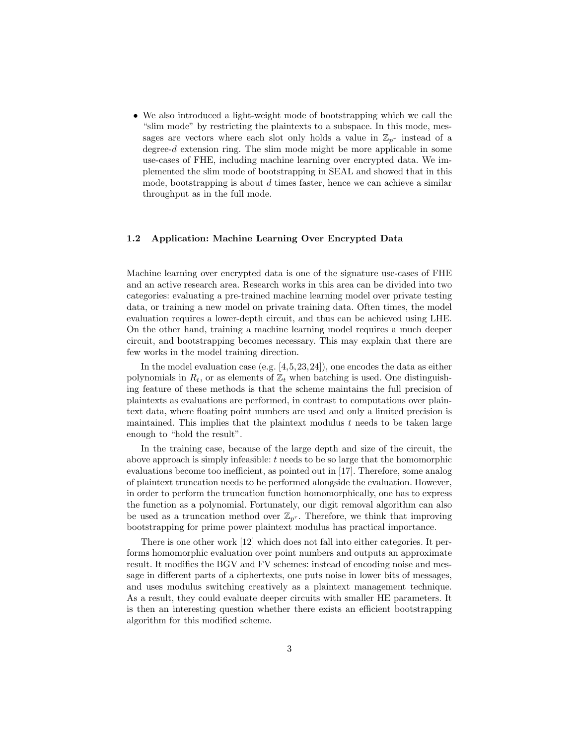- We also introduced a light-weight mode of bootstrapping which we call the "slim mode" by restricting the plaintexts to a subspace. In this mode, messages are vectors where each slot only holds a value in $\mathbb{Z}_{p^r}$ instead of a degree-$d$ extension ring. The slim mode might be more applicable in some use-cases of FHE, including machine learning over encrypted data. We implemented the slim mode of bootstrapping in SEAL and showed that in this mode, bootstrapping is about $d$ times faster, hence we can achieve a similar throughput as in the full mode.

### 1.2 Application: Machine Learning Over Encrypted Data

Machine learning over encrypted data is one of the signature use-cases of FHE and an active research area. Research works in this area can be divided into two categories: evaluating a pre-trained machine learning model over private testing data, or training a new model on private training data. Often times, the model evaluation requires a lower-depth circuit, and thus can be achieved using LHE. On the other hand, training a machine learning model requires a much deeper circuit, and bootstrapping becomes necessary. This may explain that there are few works in the model training direction.

In the model evaluation case (e.g. [4,5,23,24]), one encodes the data as either polynomials in $R_t$, or as elements of $\mathbb{Z}_t$ when batching is used. One distinguishing feature of these methods is that the scheme maintains the full precision of plaintexts as evaluations are performed, in contrast to computations over plaintext data, where floating point numbers are used and only a limited precision is maintained. This implies that the plaintext modulus $t$ needs to be taken large enough to "hold the result".

In the training case, because of the large depth and size of the circuit, the above approach is simply infeasible: $t$ needs to be so large that the homomorphic evaluations become too inefficient, as pointed out in [17]. Therefore, some analog of plaintext truncation needs to be performed alongside the evaluation. However, in order to perform the truncation function homomorphically, one has to express the function as a polynomial. Fortunately, our digit removal algorithm can also be used as a truncation method over $\mathbb{Z}_{p^r}$. Therefore, we think that improving bootstrapping for prime power plaintext modulus has practical importance.

There is one other work [12] which does not fall into either categories. It performs homomorphic evaluation over point numbers and outputs an approximate result. It modifies the BGV and FV schemes: instead of encoding noise and message in different parts of a ciphertexts, one puts noise in lower bits of messages, and uses modulus switching creatively as a plaintext management technique. As a result, they could evaluate deeper circuits with smaller HE parameters. It is then an interesting question whether there exists an efficient bootstrapping algorithm for this modified scheme.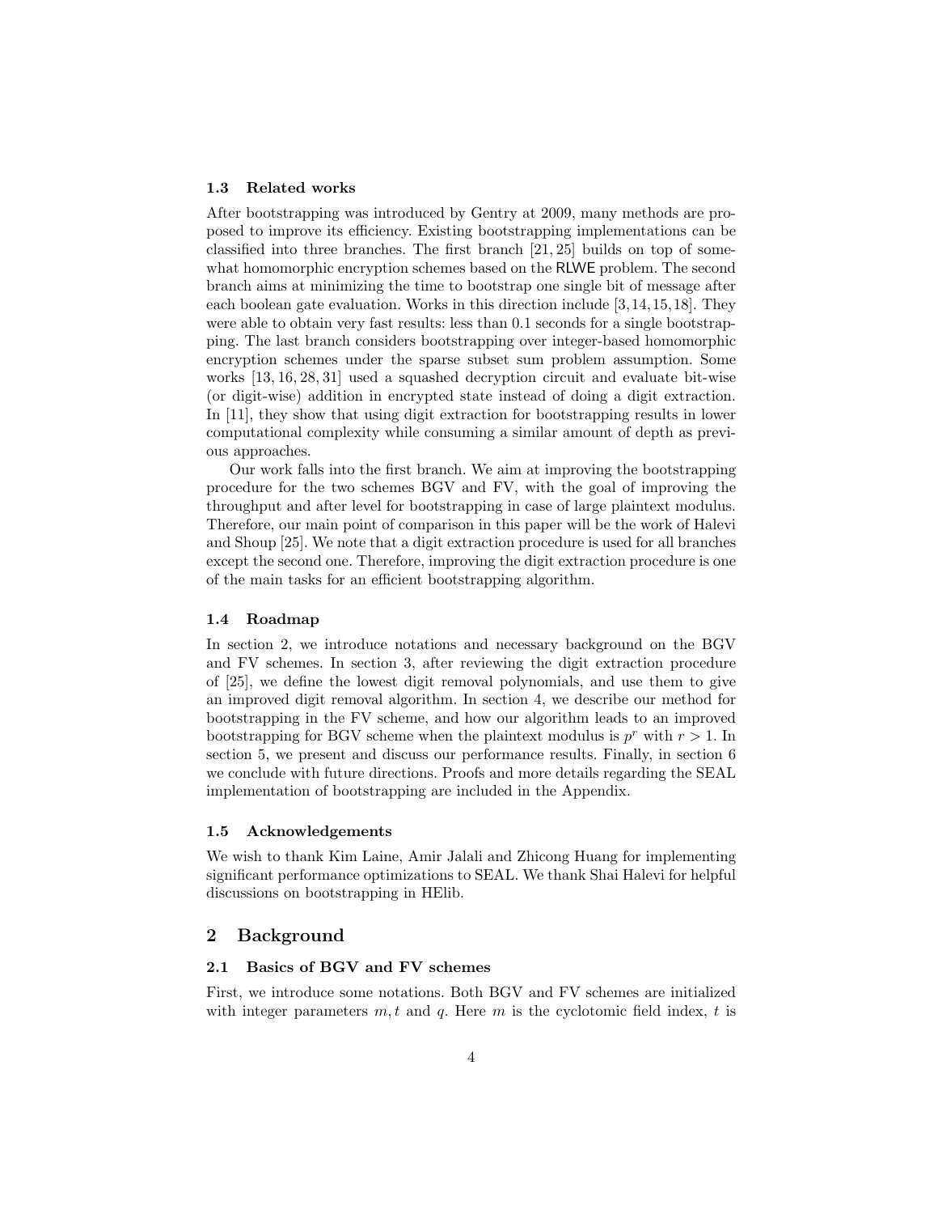### 1.3 Related works

After bootstrapping was introduced by Gentry at 2009, many methods are proposed to improve its efficiency. Existing bootstrapping implementations can be classified into three branches. The first branch [21, 25] builds on top of somewhat homomorphic encryption schemes based on the RLWE problem. The second branch aims at minimizing the time to bootstrap one single bit of message after each boolean gate evaluation. Works in this direction include [3, 14, 15, 18]. They were able to obtain very fast results: less than 0.1 seconds for a single bootstrapping. The last branch considers bootstrapping over integer-based homomorphic encryption schemes under the sparse subset sum problem assumption. Some works [13, 16, 28, 31] used a squashed decryption circuit and evaluate bit-wise (or digit-wise) addition in encrypted state instead of doing a digit extraction. In [11], they show that using digit extraction for bootstrapping results in lower computational complexity while consuming a similar amount of depth as previous approaches.

Our work falls into the first branch. We aim at improving the bootstrapping procedure for the two schemes BGV and FV, with the goal of improving the throughput and after level for bootstrapping in case of large plaintext modulus. Therefore, our main point of comparison in this paper will be the work of Halevi and Shoup [25]. We note that a digit extraction procedure is used for all branches except the second one. Therefore, improving the digit extraction procedure is one of the main tasks for an efficient bootstrapping algorithm.

### 1.4 Roadmap

In section 2, we introduce notations and necessary background on the BGV and FV schemes. In section 3, after reviewing the digit extraction procedure of [25], we define the lowest digit removal polynomials, and use them to give an improved digit removal algorithm. In section 4, we describe our method for bootstrapping in the FV scheme, and how our algorithm leads to an improved bootstrapping for BGV scheme when the plaintext modulus is $p^r$ with $r > 1$. In section 5, we present and discuss our performance results. Finally, in section 6 we conclude with future directions. Proofs and more details regarding the SEAL implementation of bootstrapping are included in the Appendix.

### 1.5 Acknowledgements

We wish to thank Kim Laine, Amir Jalali and Zhicong Huang for implementing significant performance optimizations to SEAL. We thank Shai Halevi for helpful discussions on bootstrapping in HElib.

## 2 Background

### 2.1 Basics of BGV and FV schemes

First, we introduce some notations. Both BGV and FV schemes are initialized with integer parameters $m, t$ and $q$. Here $m$ is the cyclotomic field index, $t$ is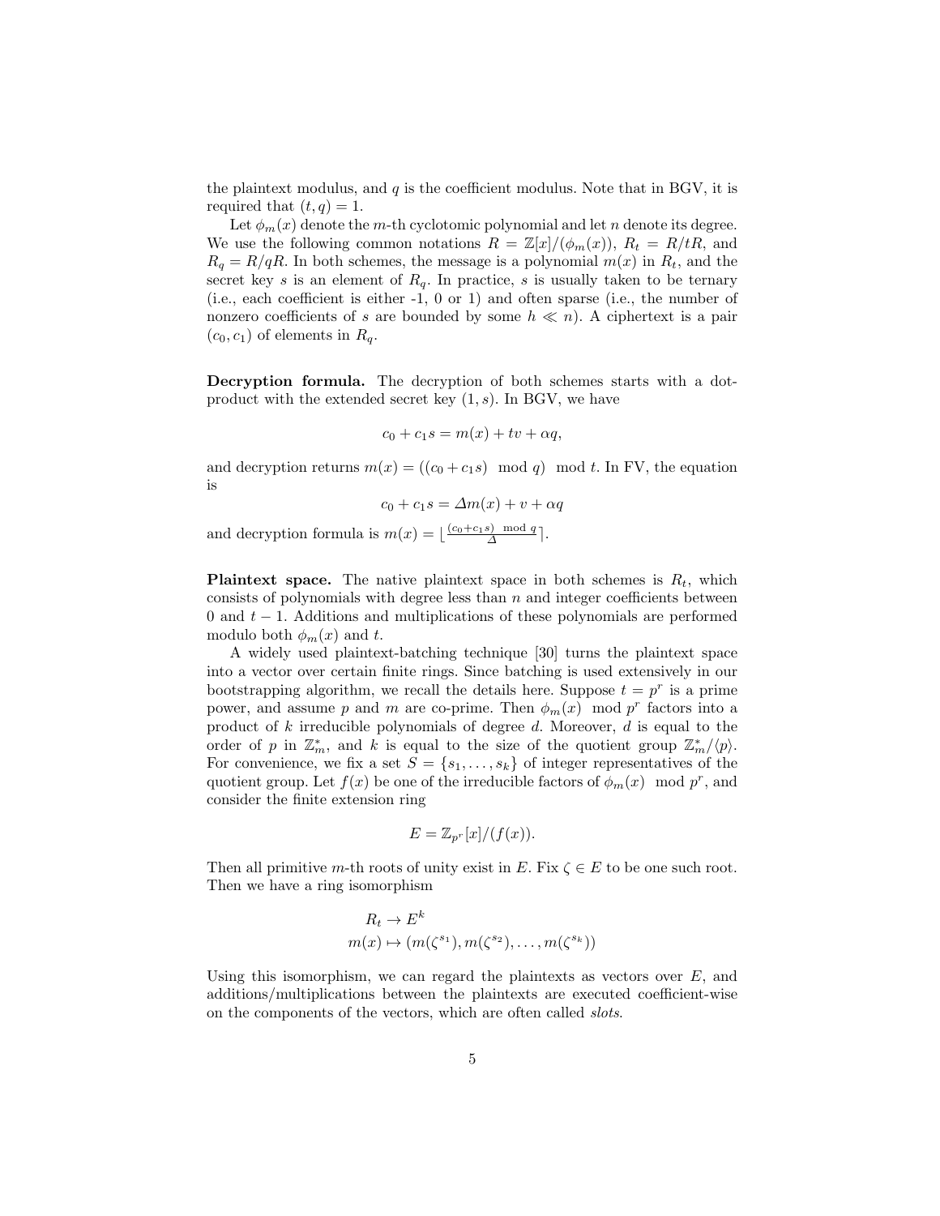the plaintext modulus, and $q$ is the coefficient modulus. Note that in BGV, it is required that $(t, q) = 1$.

Let $\phi_m(x)$ denote the $m$-th cyclotomic polynomial and let $n$ denote its degree. We use the following common notations $R = \mathbb{Z}[x]/(\phi_m(x))$, $R_t = R/tR$, and $R_q = R/qR$. In both schemes, the message is a polynomial $m(x)$ in $R_t$, and the secret key $s$ is an element of $R_q$. In practice, $s$ is usually taken to be ternary (i.e., each coefficient is either -1, 0 or 1) and often sparse (i.e., the number of nonzero coefficients of $s$ are bounded by some $h \ll n$). A ciphertext is a pair $(c_0, c_1)$ of elements in $R_q$.

**Decryption formula.** The decryption of both schemes starts with a dot-product with the extended secret key $(1, s)$. In BGV, we have

$$c_0 + c_1 s = m(x) + tv + \alpha q,$$

and decryption returns $m(x) = ((c_0 + c_1 s) \mod q) \mod t$. In FV, the equation is

$$c_0 + c_1 s = \Delta m(x) + v + \alpha q$$

and decryption formula is $m(x) = \lfloor \frac{(c_0 + c_1 s) \mod q}{\Delta} \rceil$.

**Plaintext space.** The native plaintext space in both schemes is $R_t$, which consists of polynomials with degree less than $n$ and integer coefficients between 0 and $t - 1$. Additions and multiplications of these polynomials are performed modulo both $\phi_m(x)$ and $t$.

A widely used plaintext-batching technique [30] turns the plaintext space into a vector over certain finite rings. Since batching is used extensively in our bootstrapping algorithm, we recall the details here. Suppose $t = p^r$ is a prime power, and assume $p$ and $m$ are co-prime. Then $\phi_m(x) \mod p^r$ factors into a product of $k$ irreducible polynomials of degree $d$. Moreover, $d$ is equal to the order of $p$ in $\mathbb{Z}_m^*$, and $k$ is equal to the size of the quotient group $\mathbb{Z}_m^*/\langle p \rangle$. For convenience, we fix a set $S = \{s_1, \ldots, s_k\}$ of integer representatives of the quotient group. Let $f(x)$ be one of the irreducible factors of $\phi_m(x) \mod p^r$, and consider the finite extension ring

$$E = \mathbb{Z}_{p^r}[x]/(f(x)).$$

Then all primitive $m$-th roots of unity exist in $E$. Fix $\zeta \in E$ to be one such root. Then we have a ring isomorphism

$$\begin{aligned} R_t &\to E^k \\ m(x) &\mapsto (m(\zeta^{s_1}), m(\zeta^{s_2}), \ldots, m(\zeta^{s_k})) \end{aligned}$$

Using this isomorphism, we can regard the plaintexts as vectors over $E$, and additions/multiplications between the plaintexts are executed coefficient-wise on the components of the vectors, which are often called *slots*.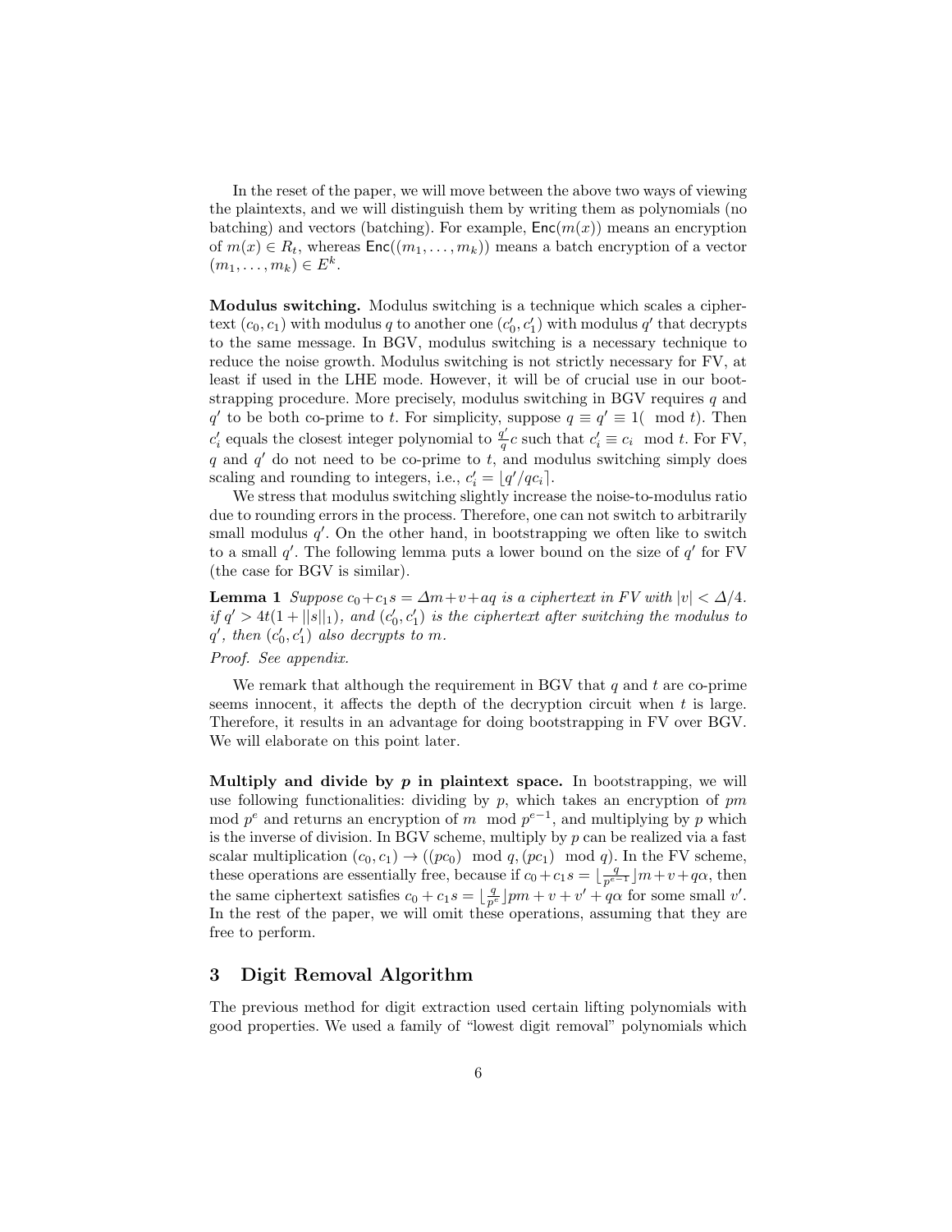In the reset of the paper, we will move between the above two ways of viewing the plaintexts, and we will distinguish them by writing them as polynomials (no batching) and vectors (batching). For example, $\mathsf{Enc}(m(x))$ means an encryption of $m(x) \in R_t$, whereas $\mathsf{Enc}((m_1, \ldots, m_k))$ means a batch encryption of a vector $(m_1, \ldots, m_k) \in E^k$.

**Modulus switching.** Modulus switching is a technique which scales a ciphertext $(c_0, c_1)$ with modulus $q$ to another one $(c_0', c_1')$ with modulus $q'$ that decrypts to the same message. In BGV, modulus switching is a necessary technique to reduce the noise growth. Modulus switching is not strictly necessary for FV, at least if used in the LHE mode. However, it will be of crucial use in our bootstrapping procedure. More precisely, modulus switching in BGV requires $q$ and $q'$ to be both co-prime to $t$. For simplicity, suppose $q \equiv q' \equiv 1(\mod t)$. Then $c_i'$ equals the closest integer polynomial to $\frac{q'}{q}c$ such that $c_i' \equiv c_i \mod t$. For FV, $q$ and $q'$ do not need to be co-prime to $t$, and modulus switching simply does scaling and rounding to integers, i.e., $c_i' = \lfloor q'/qc_i \rceil$.

We stress that modulus switching slightly increase the noise-to-modulus ratio due to rounding errors in the process. Therefore, one can not switch to arbitrarily small modulus $q'$. On the other hand, in bootstrapping we often like to switch to a small $q'$. The following lemma puts a lower bound on the size of $q'$ for FV (the case for BGV is similar).

**Lemma 1** *Suppose $c_0 + c_1 s = \Delta m + v + aq$ is a ciphertext in FV with $|v| < \Delta/4$. if $q' > 4t(1 + ||s||_1)$, and $(c_0', c_1')$ is the ciphertext after switching the modulus to $q'$, then $(c_0', c_1')$ also decrypts to $m$.*

*Proof.* See appendix.

We remark that although the requirement in BGV that $q$ and $t$ are co-prime seems innocent, it affects the depth of the decryption circuit when $t$ is large. Therefore, it results in an advantage for doing bootstrapping in FV over BGV. We will elaborate on this point later.

**Multiply and divide by *p* in plaintext space.** In bootstrapping, we will use following functionalities: dividing by $p$, which takes an encryption of $pm \mod p^e$ and returns an encryption of $m \mod p^{e-1}$, and multiplying by $p$ which is the inverse of division. In BGV scheme, multiply by $p$ can be realized via a fast scalar multiplication $(c_0, c_1) \to ((pc_0) \mod q, (pc_1) \mod q)$. In the FV scheme, these operations are essentially free, because if $c_0 + c_1 s = \lfloor \frac{q}{p^{e-1}} \rfloor m + v + q\alpha$, then the same ciphertext satisfies $c_0 + c_1 s = \lfloor \frac{q}{p^e} \rfloor pm + v + v' + q\alpha$ for some small $v'$. In the rest of the paper, we will omit these operations, assuming that they are free to perform.

## 3 Digit Removal Algorithm

The previous method for digit extraction used certain lifting polynomials with good properties. We used a family of "lowest digit removal" polynomials which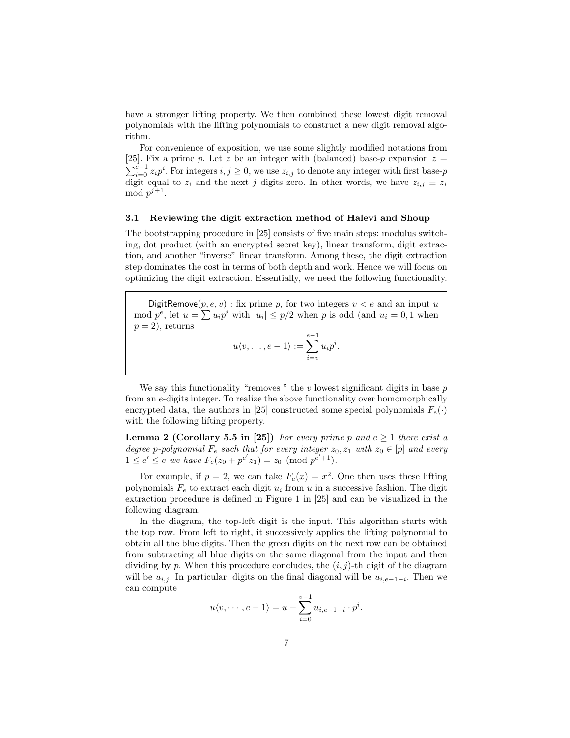have a stronger lifting property. We then combined these lowest digit removal polynomials with the lifting polynomials to construct a new digit removal algorithm.

For convenience of exposition, we use some slightly modified notations from [25]. Fix a prime $p$. Let $z$ be an integer with (balanced) base-$p$ expansion $z = \sum_{i=0}^{e-1} z_i p^i$. For integers $i, j \geq 0$, we use $z_{i,j}$ to denote any integer with first base-$p$ digit equal to $z_i$ and the next $j$ digits zero. In other words, we have $z_{i,j} \equiv z_i \mod p^{j+1}$.

### 3.1 Reviewing the digit extraction method of Halevi and Shoup

The bootstrapping procedure in [25] consists of five main steps: modulus switching, dot product (with an encrypted secret key), linear transform, digit extraction, and another "inverse" linear transform. Among these, the digit extraction step dominates the cost in terms of both depth and work. Hence we will focus on optimizing the digit extraction. Essentially, we need the following functionality.

> $\mathsf{DigitRemove}(p, e, v)$ : fix prime $p$, for two integers $v < e$ and an input $u$ mod $p^e$, let $u = \sum u_i p^i$ with $|u_i| \leq p/2$ when $p$ is odd (and $u_i = 0, 1$ when $p = 2$), returns
>
> $$u\langle v, \ldots, e-1\rangle := \sum_{i=v}^{e-1} u_i p^i.$$

We say this functionality "removes " the $v$ lowest significant digits in base $p$ from an $e$-digits integer. To realize the above functionality over homomorphically encrypted data, the authors in [25] constructed some special polynomials $F_e(\cdot)$ with the following lifting property.

**Lemma 2 (Corollary 5.5 in [25])** *For every prime $p$ and $e \geq 1$ there exist a degree $p$-polynomial $F_e$ such that for every integer $z_0, z_1$ with $z_0 \in [p]$ and every $1 \leq e' \leq e$ we have $F_e(z_0 + p^{e'} z_1) = z_0 \pmod{p^{e'+1}}$.*

For example, if $p = 2$, we can take $F_e(x) = x^2$. One then uses these lifting polynomials $F_e$ to extract each digit $u_i$ from $u$ in a successive fashion. The digit extraction procedure is defined in Figure 1 in [25] and can be visualized in the following diagram.

In the diagram, the top-left digit is the input. This algorithm starts with the top row. From left to right, it successively applies the lifting polynomial to obtain all the blue digits. Then the green digits on the next row can be obtained from subtracting all blue digits on the same diagonal from the input and then dividing by $p$. When this procedure concludes, the $(i, j)$-th digit of the diagram will be $u_{i,j}$. In particular, digits on the final diagonal will be $u_{i,e-1-i}$. Then we can compute

$$u\langle v, \cdots, e-1\rangle = u - \sum_{i=0}^{v-1} u_{i,e-1-i} \cdot p^i.$$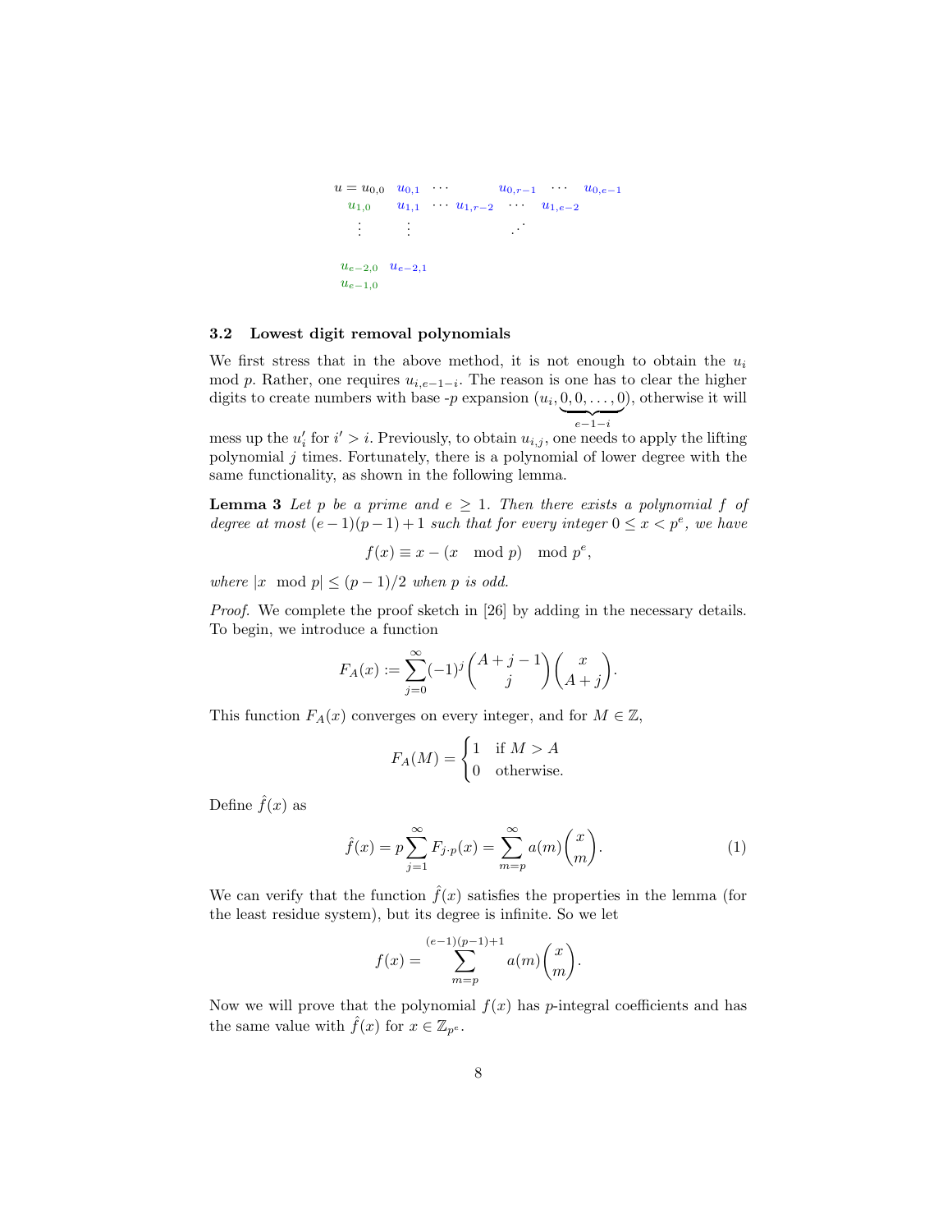$$
\begin{array}{llllllll}
u = u_{0,0} & u_{0,1} & \cdots & & u_{0,r-1} & \cdots & u_{0,e-1} \\
u_{1,0} & u_{1,1} & \cdots & u_{1,r-2} & \cdots & u_{1,e-2} & \\
\vdots & \vdots & & & \iddots & & \\
u_{e-2,0} & u_{e-2,1} & & & & & \\
u_{e-1,0} & & & & & &
\end{array}
$$

### 3.2 Lowest digit removal polynomials

We first stress that in the above method, it is not enough to obtain the $u_i$ mod $p$. Rather, one requires $u_{i,e-1-i}$. The reason is one has to clear the higher digits to create numbers with base-$p$ expansion $(u_i, \underbrace{0, 0, \ldots, 0}_{e-1-i})$, otherwise it will mess up the $u'_i$ for $i' > i$. Previously, to obtain $u_{i,j}$, one needs to apply the lifting polynomial $j$ times. Fortunately, there is a polynomial of lower degree with the same functionality, as shown in the following lemma.

**Lemma 3** *Let $p$ be a prime and $e \geq 1$. Then there exists a polynomial $f$ of degree at most $(e-1)(p-1)+1$ such that for every integer $0 \leq x < p^e$, we have*

$$f(x) \equiv x - (x \mod p) \mod p^e,$$

*where $|x \mod p| \leq (p-1)/2$ when $p$ is odd.*

*Proof.* We complete the proof sketch in [26] by adding in the necessary details. To begin, we introduce a function

$$F_A(x) := \sum_{j=0}^{\infty} (-1)^j \binom{A+j-1}{j} \binom{x}{A+j}.$$

This function $F_A(x)$ converges on every integer, and for $M \in \mathbb{Z}$,

$$F_A(M) = \begin{cases} 1 & \text{if } M > A \\ 0 & \text{otherwise.} \end{cases}$$

Define $\hat{f}(x)$ as

$$\hat{f}(x) = p \sum_{j=1}^{\infty} F_{j \cdot p}(x) = \sum_{m=p}^{\infty} a(m) \binom{x}{m}. \tag{1}$$

We can verify that the function $\hat{f}(x)$ satisfies the properties in the lemma (for the least residue system), but its degree is infinite. So we let

$$f(x) = \sum_{m=p}^{(e-1)(p-1)+1} a(m) \binom{x}{m}.$$

Now we will prove that the polynomial $f(x)$ has $p$-integral coefficients and has the same value with $\hat{f}(x)$ for $x \in \mathbb{Z}_{p^e}$.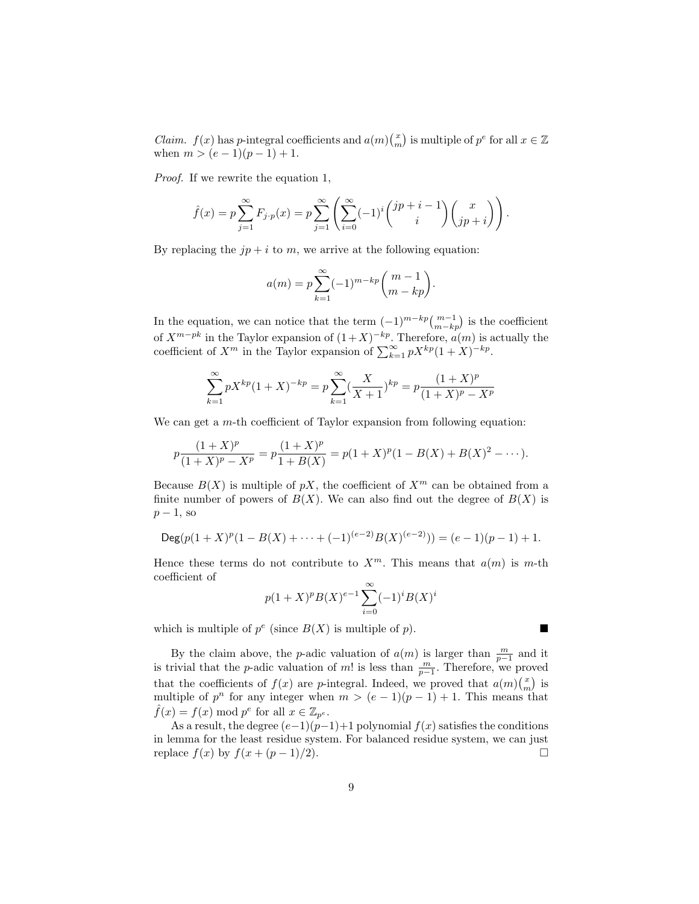*Claim.* $f(x)$ has $p$-integral coefficients and $a(m)\binom{x}{m}$ is multiple of $p^e$ for all $x \in \mathbb{Z}$ when $m > (e-1)(p-1)+1$.

*Proof.* If we rewrite the equation 1,

$$\hat{f}(x) = p\sum_{j=1}^{\infty} F_{j \cdot p}(x) = p\sum_{j=1}^{\infty}\left(\sum_{i=0}^{\infty}(-1)^i\binom{jp+i-1}{i}\binom{x}{jp+i}\right).$$

By replacing the $jp+i$ to $m$, we arrive at the following equation:

$$a(m) = p\sum_{k=1}^{\infty}(-1)^{m-kp}\binom{m-1}{m-kp}.$$

In the equation, we can notice that the term $(-1)^{m-kp}\binom{m-1}{m-kp}$ is the coefficient of $X^{m-pk}$ in the Taylor expansion of $(1+X)^{-kp}$. Therefore, $a(m)$ is actually the coefficient of $X^m$ in the Taylor expansion of $\sum_{k=1}^{\infty} pX^{kp}(1+X)^{-kp}$.

$$\sum_{k=1}^{\infty} pX^{kp}(1+X)^{-kp} = p\sum_{k=1}^{\infty}(\frac{X}{X+1})^{kp} = p\frac{(1+X)^p}{(1+X)^p - X^p}$$

We can get a $m$-th coefficient of Taylor expansion from following equation:

$$p\frac{(1+X)^p}{(1+X)^p - X^p} = p\frac{(1+X)^p}{1+B(X)} = p(1+X)^p(1 - B(X) + B(X)^2 - \cdots).$$

Because $B(X)$ is multiple of $pX$, the coefficient of $X^m$ can be obtained from a finite number of powers of $B(X)$. We can also find out the degree of $B(X)$ is $p-1$, so

$$\mathsf{Deg}(p(1+X)^p(1 - B(X) + \cdots + (-1)^{(e-2)}B(X)^{(e-2)})) = (e-1)(p-1)+1.$$

Hence these terms do not contribute to $X^m$. This means that $a(m)$ is $m$-th coefficient of

$$p(1+X)^p B(X)^{e-1}\sum_{i=0}^{\infty}(-1)^i B(X)^i$$

which is multiple of $p^e$ (since $B(X)$ is multiple of $p$). ■

By the claim above, the $p$-adic valuation of $a(m)$ is larger than $\frac{m}{p-1}$ and it is trivial that the $p$-adic valuation of $m!$ is less than $\frac{m}{p-1}$. Therefore, we proved that the coefficients of $f(x)$ are $p$-integral. Indeed, we proved that $a(m)\binom{x}{m}$ is multiple of $p^n$ for any integer when $m > (e-1)(p-1)+1$. This means that $\hat{f}(x) = f(x) \bmod p^e$ for all $x \in \mathbb{Z}_{p^e}$.

As a result, the degree $(e-1)(p-1)+1$ polynomial $f(x)$ satisfies the conditions in lemma for the least residue system. For balanced residue system, we can just replace $f(x)$ by $f(x+(p-1)/2)$. □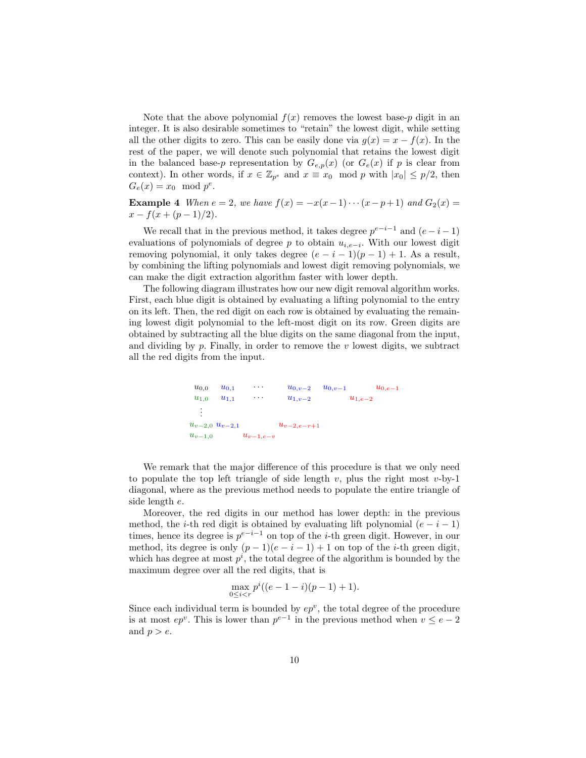Note that the above polynomial $f(x)$ removes the lowest base-$p$ digit in an integer. It is also desirable sometimes to "retain" the lowest digit, while setting all the other digits to zero. This can be easily done via $g(x) = x - f(x)$. In the rest of the paper, we will denote such polynomial that retains the lowest digit in the balanced base-$p$ representation by $G_{e,p}(x)$ (or $G_e(x)$ if $p$ is clear from context). In other words, if $x \in \mathbb{Z}_{p^e}$ and $x \equiv x_0 \mod p$ with $|x_0| \le p/2$, then $G_e(x) = x_0 \mod p^e$.

**Example 4** *When $e = 2$, we have $f(x) = -x(x-1)\cdots(x-p+1)$ and $G_2(x) = x - f(x + (p-1)/2)$.*

We recall that in the previous method, it takes degree $p^{e-i-1}$ and $(e-i-1)$ evaluations of polynomials of degree $p$ to obtain $u_{i,e-i}$. With our lowest digit removing polynomial, it only takes degree $(e-i-1)(p-1)+1$. As a result, by combining the lifting polynomials and lowest digit removing polynomials, we can make the digit extraction algorithm faster with lower depth.

The following diagram illustrates how our new digit removal algorithm works. First, each blue digit is obtained by evaluating a lifting polynomial to the entry on its left. Then, the red digit on each row is obtained by evaluating the remaining lowest digit polynomial to the left-most digit on its row. Green digits are obtained by subtracting all the blue digits on the same diagonal from the input, and dividing by $p$. Finally, in order to remove the $v$ lowest digits, we subtract all the red digits from the input.

$$
\begin{array}{llllll}
u_{0,0} & u_{0,1} & \cdots & u_{0,v-2} & u_{0,v-1} & u_{0,e-1} \\
u_{1,0} & u_{1,1} & \cdots & u_{1,v-2} & u_{1,e-2} & \\
\vdots & & & & & \\
u_{v-2,0} & u_{v-2,1} & u_{v-2,e-r+1} & & & \\
u_{v-1,0} & u_{v-1,e-v} & & & &
\end{array}
$$

We remark that the major difference of this procedure is that we only need to populate the top left triangle of side length $v$, plus the right most $v$-by-1 diagonal, where as the previous method needs to populate the entire triangle of side length $e$.

Moreover, the red digits in our method has lower depth: in the previous method, the $i$-th red digit is obtained by evaluating lift polynomial $(e-i-1)$ times, hence its degree is $p^{e-i-1}$ on top of the $i$-th green digit. However, in our method, its degree is only $(p-1)(e-i-1)+1$ on top of the $i$-th green digit, which has degree at most $p^i$, the total degree of the algorithm is bounded by the maximum degree over all the red digits, that is

$$\max_{0 \le i < r} p^i((e-1-i)(p-1)+1).$$

Since each individual term is bounded by $ep^v$, the total degree of the procedure is at most $ep^v$. This is lower than $p^{e-1}$ in the previous method when $v \le e-2$ and $p > e$.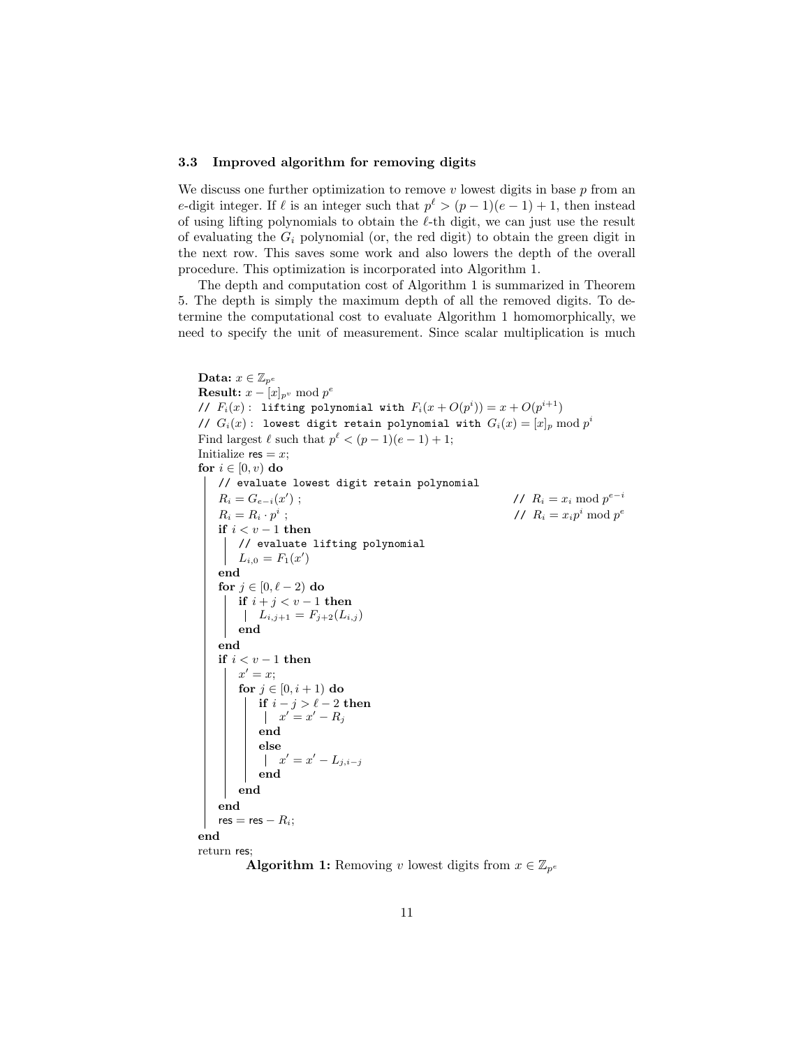### 3.3 Improved algorithm for removing digits

We discuss one further optimization to remove $v$ lowest digits in base $p$ from an $e$-digit integer. If $\ell$ is an integer such that $p^\ell > (p-1)(e-1)+1$, then instead of using lifting polynomials to obtain the $\ell$-th digit, we can just use the result of evaluating the $G_i$ polynomial (or, the red digit) to obtain the green digit in the next row. This saves some work and also lowers the depth of the overall procedure. This optimization is incorporated into Algorithm 1.

The depth and computation cost of Algorithm 1 is summarized in Theorem 5. The depth is simply the maximum depth of all the removed digits. To determine the computational cost to evaluate Algorithm 1 homomorphically, we need to specify the unit of measurement. Since scalar multiplication is much

```
Data: x ∈ Z_{p^e}
Result: x − [x]_{p^v} mod p^e
// F_i(x) : lifting polynomial with F_i(x + O(p^i)) = x + O(p^{i+1})
// G_i(x) : lowest digit retain polynomial with G_i(x) = [x]_p mod p^i
Find largest ℓ such that p^ℓ < (p − 1)(e − 1) + 1;
Initialize res = x;
for i ∈ [0, v) do
    // evaluate lowest digit retain polynomial
    R_i = G_{e−i}(x′) ;                                  // R_i = x_i mod p^{e−i}
    R_i = R_i · p^i ;                                    // R_i = x_i p^i mod p^e
    if i < v − 1 then
        // evaluate lifting polynomial
        L_{i,0} = F_1(x′)
    end
    for j ∈ [0, ℓ − 2) do
        if i + j < v − 1 then
            L_{i,j+1} = F_{j+2}(L_{i,j})
        end
    end
    if i < v − 1 then
        x′ = x;
        for j ∈ [0, i + 1) do
            if i − j > ℓ − 2 then
                x′ = x′ − R_j
            end
            else
                x′ = x′ − L_{j,i−j}
            end
        end
    end
    res = res − R_i;
end
return res;
```

**Algorithm 1:** Removing $v$ lowest digits from $x \in \mathbb{Z}_{p^e}$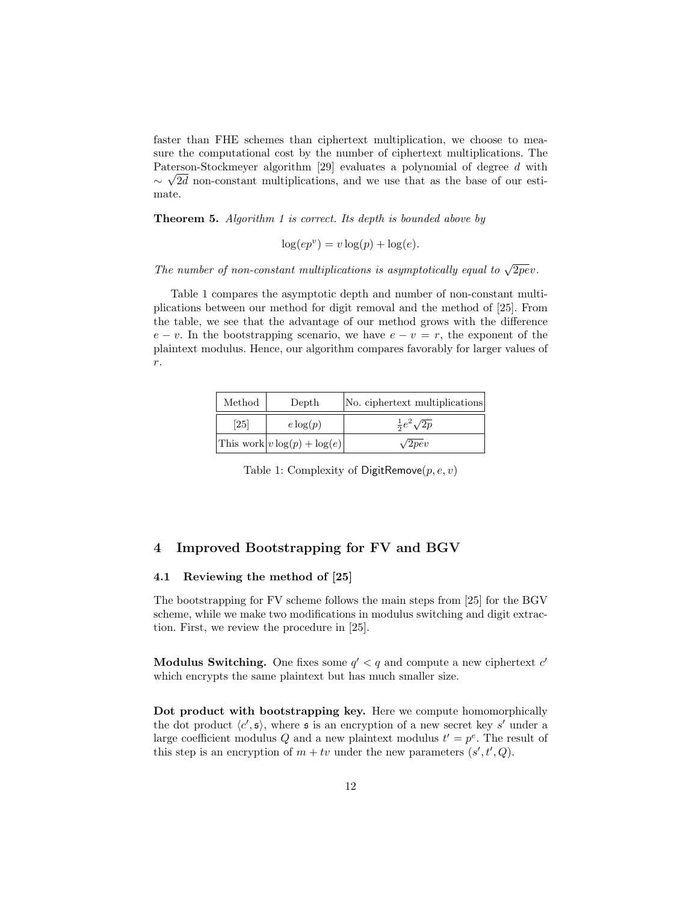faster than FHE schemes than ciphertext multiplication, we choose to measure the computational cost by the number of ciphertext multiplications. The Paterson-Stockmeyer algorithm [29] evaluates a polynomial of degree $d$ with $\sim \sqrt{2d}$ non-constant multiplications, and we use that as the base of our estimate.

**Theorem 5.** *Algorithm 1 is correct. Its depth is bounded above by*

$$\log(ep^v) = v\log(p) + \log(e).$$

*The number of non-constant multiplications is asymptotically equal to* $\sqrt{2pe}v$.

Table 1 compares the asymptotic depth and number of non-constant multiplications between our method for digit removal and the method of [25]. From the table, we see that the advantage of our method grows with the difference $e - v$. In the bootstrapping scenario, we have $e - v = r$, the exponent of the plaintext modulus. Hence, our algorithm compares favorably for larger values of $r$.

| Method | Depth | No. ciphertext multiplications |
|---|---|---|
| [25] | $e\log(p)$ | $\frac{1}{2}e^2\sqrt{2p}$ |
| This work | $v\log(p) + \log(e)$ | $\sqrt{2pe}v$ |

Table 1: Complexity of DigitRemove$(p, e, v)$

## 4 Improved Bootstrapping for FV and BGV

### 4.1 Reviewing the method of [25]

The bootstrapping for FV scheme follows the main steps from [25] for the BGV scheme, while we make two modifications in modulus switching and digit extraction. First, we review the procedure in [25].

**Modulus Switching.** One fixes some $q' < q$ and compute a new ciphertext $c'$ which encrypts the same plaintext but has much smaller size.

**Dot product with bootstrapping key.** Here we compute homomorphically the dot product $\langle c', \mathfrak{s}\rangle$, where $\mathfrak{s}$ is an encryption of a new secret key $s'$ under a large coefficient modulus $Q$ and a new plaintext modulus $t' = p^e$. The result of this step is an encryption of $m + tv$ under the new parameters $(s', t', Q)$.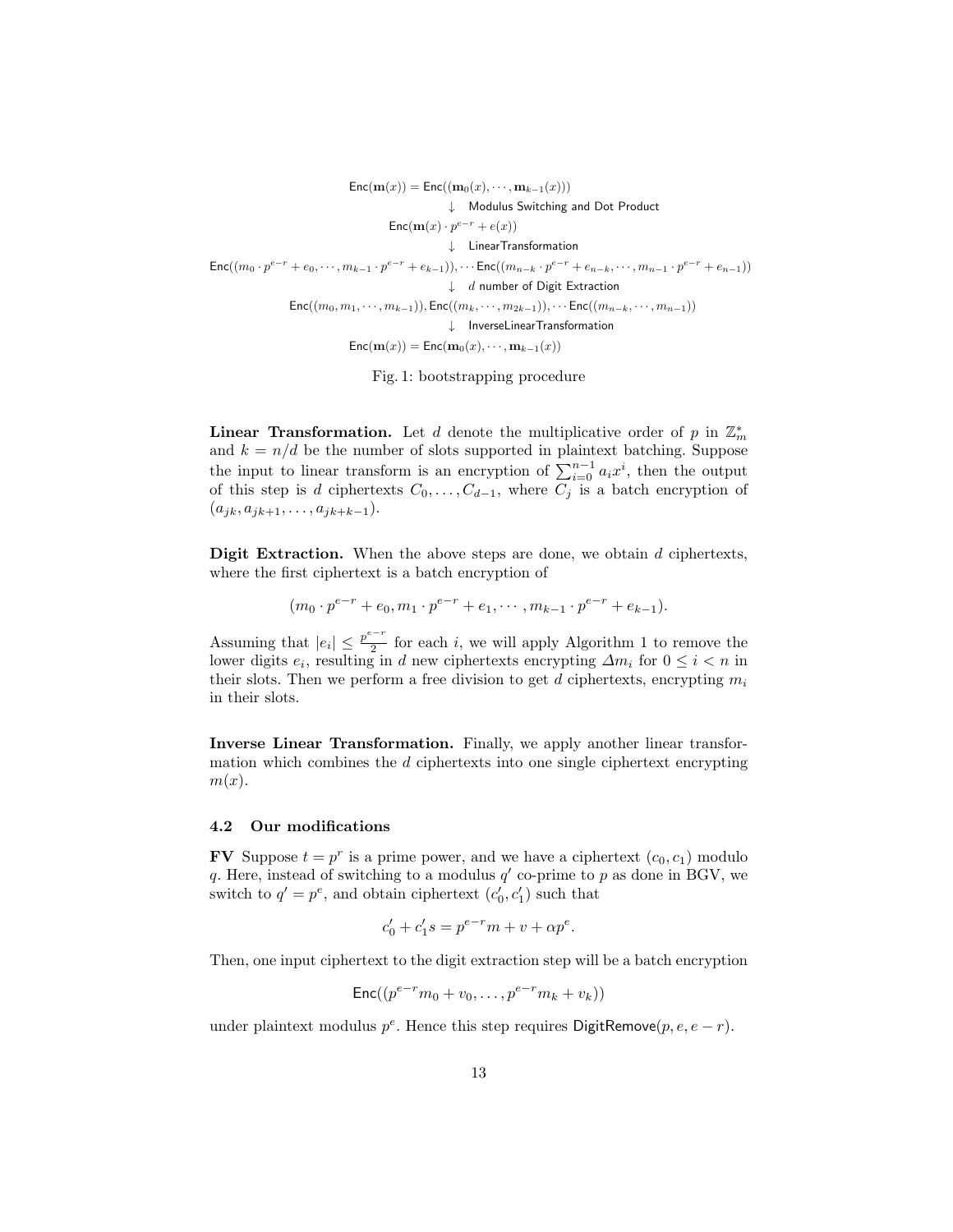$$
\begin{array}{c}
\mathsf{Enc}(\mathbf{m}(x)) = \mathsf{Enc}((\mathbf{m}_0(x), \cdots, \mathbf{m}_{k-1}(x))) \\
\downarrow \;\; \text{Modulus Switching and Dot Product} \\
\mathsf{Enc}(\mathbf{m}(x) \cdot p^{e-r} + e(x)) \\
\downarrow \;\; \text{LinearTransformation} \\
\mathsf{Enc}((m_0 \cdot p^{e-r} + e_0, \cdots, m_{k-1} \cdot p^{e-r} + e_{k-1})), \cdots \mathsf{Enc}((m_{n-k} \cdot p^{e-r} + e_{n-k}, \cdots, m_{n-1} \cdot p^{e-r} + e_{n-1})) \\
\downarrow \;\; d \text{ number of Digit Extraction} \\
\mathsf{Enc}((m_0, m_1, \cdots, m_{k-1})), \mathsf{Enc}((m_k, \cdots, m_{2k-1})), \cdots \mathsf{Enc}((m_{n-k}, \cdots, m_{n-1})) \\
\downarrow \;\; \text{InverseLinearTransformation} \\
\mathsf{Enc}(\mathbf{m}(x)) = \mathsf{Enc}(\mathbf{m}_0(x), \cdots, \mathbf{m}_{k-1}(x))
\end{array}
$$

Fig. 1: bootstrapping procedure

**Linear Transformation.** Let $d$ denote the multiplicative order of $p$ in $\mathbb{Z}_m^*$ and $k = n/d$ be the number of slots supported in plaintext batching. Suppose the input to linear transform is an encryption of $\sum_{i=0}^{n-1} a_i x^i$, then the output of this step is $d$ ciphertexts $C_0, \ldots, C_{d-1}$, where $C_j$ is a batch encryption of $(a_{jk}, a_{jk+1}, \ldots, a_{jk+k-1})$.

**Digit Extraction.** When the above steps are done, we obtain $d$ ciphertexts, where the first ciphertext is a batch encryption of

$$(m_0 \cdot p^{e-r} + e_0, m_1 \cdot p^{e-r} + e_1, \cdots, m_{k-1} \cdot p^{e-r} + e_{k-1}).$$

Assuming that $|e_i| \leq \frac{p^{e-r}}{2}$ for each $i$, we will apply Algorithm 1 to remove the lower digits $e_i$, resulting in $d$ new ciphertexts encrypting $\Delta m_i$ for $0 \leq i < n$ in their slots. Then we perform a free division to get $d$ ciphertexts, encrypting $m_i$ in their slots.

**Inverse Linear Transformation.** Finally, we apply another linear transformation which combines the $d$ ciphertexts into one single ciphertext encrypting $m(x)$.

### 4.2 Our modifications

**FV** Suppose $t = p^r$ is a prime power, and we have a ciphertext $(c_0, c_1)$ modulo $q$. Here, instead of switching to a modulus $q'$ co-prime to $p$ as done in BGV, we switch to $q' = p^e$, and obtain ciphertext $(c'_0, c'_1)$ such that

$$c'_0 + c'_1 s = p^{e-r} m + v + \alpha p^e.$$

Then, one input ciphertext to the digit extraction step will be a batch encryption

$$\mathsf{Enc}((p^{e-r} m_0 + v_0, \ldots, p^{e-r} m_k + v_k))$$

under plaintext modulus $p^e$. Hence this step requires $\mathsf{DigitRemove}(p, e, e - r)$.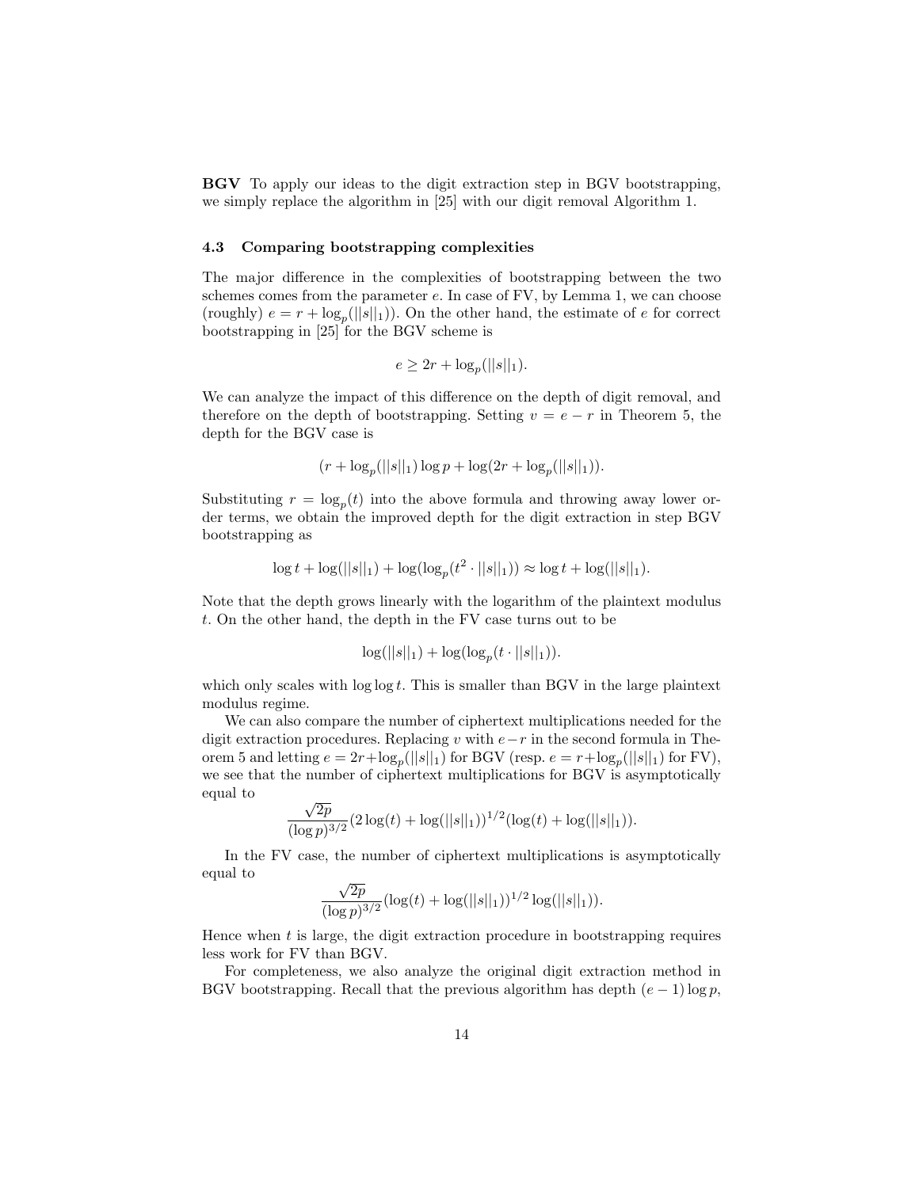**BGV** To apply our ideas to the digit extraction step in BGV bootstrapping, we simply replace the algorithm in [25] with our digit removal Algorithm 1.

### 4.3 Comparing bootstrapping complexities

The major difference in the complexities of bootstrapping between the two schemes comes from the parameter $e$. In case of FV, by Lemma 1, we can choose (roughly) $e = r + \log_p(||s||_1)$). On the other hand, the estimate of $e$ for correct bootstrapping in [25] for the BGV scheme is

$$e \geq 2r + \log_p(||s||_1).$$

We can analyze the impact of this difference on the depth of digit removal, and therefore on the depth of bootstrapping. Setting $v = e - r$ in Theorem 5, the depth for the BGV case is

$$(r + \log_p(||s||_1) \log p + \log(2r + \log_p(||s||_1)).$$

Substituting $r = \log_p(t)$ into the above formula and throwing away lower order terms, we obtain the improved depth for the digit extraction in step BGV bootstrapping as

$$\log t + \log(||s||_1) + \log(\log_p(t^2 \cdot ||s||_1)) \approx \log t + \log(||s||_1).$$

Note that the depth grows linearly with the logarithm of the plaintext modulus $t$. On the other hand, the depth in the FV case turns out to be

$$\log(||s||_1) + \log(\log_p(t \cdot ||s||_1)).$$

which only scales with $\log \log t$. This is smaller than BGV in the large plaintext modulus regime.

We can also compare the number of ciphertext multiplications needed for the digit extraction procedures. Replacing $v$ with $e-r$ in the second formula in Theorem 5 and letting $e = 2r + \log_p(||s||_1)$ for BGV (resp. $e = r + \log_p(||s||_1)$ for FV), we see that the number of ciphertext multiplications for BGV is asymptotically equal to

$$\frac{\sqrt{2p}}{(\log p)^{3/2}} (2\log(t) + \log(||s||_1))^{1/2} (\log(t) + \log(||s||_1)).$$

In the FV case, the number of ciphertext multiplications is asymptotically equal to

$$\frac{\sqrt{2p}}{(\log p)^{3/2}} (\log(t) + \log(||s||_1))^{1/2} \log(||s||_1)).$$

Hence when $t$ is large, the digit extraction procedure in bootstrapping requires less work for FV than BGV.

For completeness, we also analyze the original digit extraction method in BGV bootstrapping. Recall that the previous algorithm has depth $(e-1)\log p$,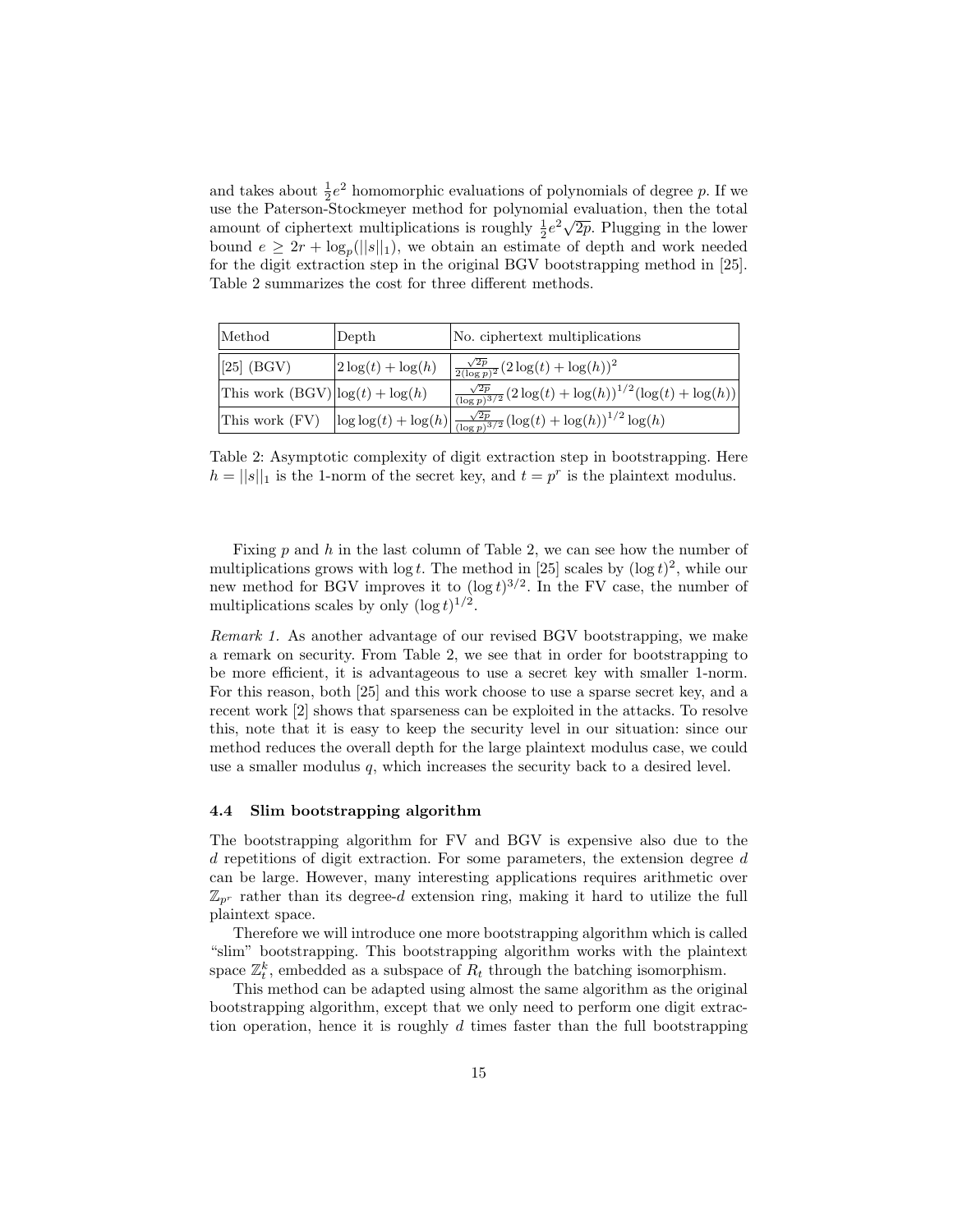and takes about $\frac{1}{2}e^2$ homomorphic evaluations of polynomials of degree $p$. If we use the Paterson-Stockmeyer method for polynomial evaluation, then the total amount of ciphertext multiplications is roughly $\frac{1}{2}e^2\sqrt{2p}$. Plugging in the lower bound $e \geq 2r + \log_p(||s||_1)$, we obtain an estimate of depth and work needed for the digit extraction step in the original BGV bootstrapping method in [25]. Table 2 summarizes the cost for three different methods.

| Method | Depth | No. ciphertext multiplications |
|---|---|---|
| [25] (BGV) | $2\log(t) + \log(h)$ | $\frac{\sqrt{2p}}{2(\log p)^2}(2\log(t) + \log(h))^2$ |
| This work (BGV) | $\log(t) + \log(h)$ | $\frac{\sqrt{2p}}{(\log p)^{3/2}}(2\log(t) + \log(h))^{1/2}(\log(t) + \log(h))$ |
| This work (FV) | $\log\log(t) + \log(h)$ | $\frac{\sqrt{2p}}{(\log p)^{3/2}}(\log(t) + \log(h))^{1/2}\log(h)$ |

Table 2: Asymptotic complexity of digit extraction step in bootstrapping. Here $h = ||s||_1$ is the 1-norm of the secret key, and $t = p^r$ is the plaintext modulus.

Fixing $p$ and $h$ in the last column of Table 2, we can see how the number of multiplications grows with $\log t$. The method in [25] scales by $(\log t)^2$, while our new method for BGV improves it to $(\log t)^{3/2}$. In the FV case, the number of multiplications scales by only $(\log t)^{1/2}$.

*Remark 1.* As another advantage of our revised BGV bootstrapping, we make a remark on security. From Table 2, we see that in order for bootstrapping to be more efficient, it is advantageous to use a secret key with smaller 1-norm. For this reason, both [25] and this work choose to use a sparse secret key, and a recent work [2] shows that sparseness can be exploited in the attacks. To resolve this, note that it is easy to keep the security level in our situation: since our method reduces the overall depth for the large plaintext modulus case, we could use a smaller modulus $q$, which increases the security back to a desired level.

### 4.4 Slim bootstrapping algorithm

The bootstrapping algorithm for FV and BGV is expensive also due to the $d$ repetitions of digit extraction. For some parameters, the extension degree $d$ can be large. However, many interesting applications requires arithmetic over $\mathbb{Z}_{p^r}$ rather than its degree-$d$ extension ring, making it hard to utilize the full plaintext space.

Therefore we will introduce one more bootstrapping algorithm which is called "slim" bootstrapping. This bootstrapping algorithm works with the plaintext space $\mathbb{Z}_t^k$, embedded as a subspace of $R_t$ through the batching isomorphism.

This method can be adapted using almost the same algorithm as the original bootstrapping algorithm, except that we only need to perform one digit extraction operation, hence it is roughly $d$ times faster than the full bootstrapping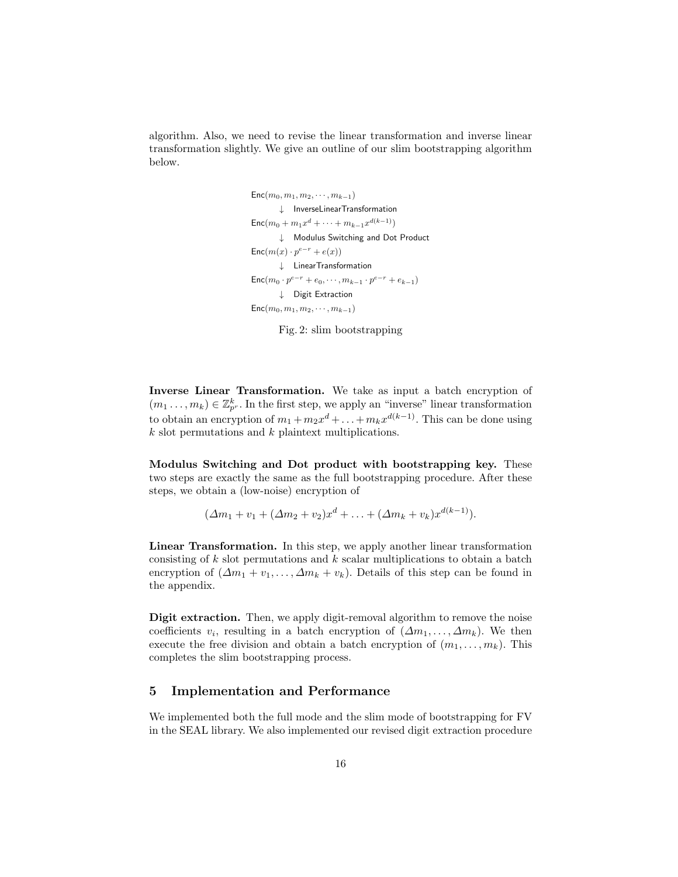algorithm. Also, we need to revise the linear transformation and inverse linear transformation slightly. We give an outline of our slim bootstrapping algorithm below.

$$
\begin{aligned}
&\mathsf{Enc}(m_0, m_1, m_2, \cdots, m_{k-1}) \\
&\qquad \downarrow \ \ \mathsf{InverseLinearTransformation} \\
&\mathsf{Enc}(m_0 + m_1 x^d + \cdots + m_{k-1} x^{d(k-1)}) \\
&\qquad \downarrow \ \ \mathsf{Modulus\ Switching\ and\ Dot\ Product} \\
&\mathsf{Enc}(m(x) \cdot p^{e-r} + e(x)) \\
&\qquad \downarrow \ \ \mathsf{LinearTransformation} \\
&\mathsf{Enc}(m_0 \cdot p^{e-r} + e_0, \cdots, m_{k-1} \cdot p^{e-r} + e_{k-1}) \\
&\qquad \downarrow \ \ \mathsf{Digit\ Extraction} \\
&\mathsf{Enc}(m_0, m_1, m_2, \cdots, m_{k-1})
\end{aligned}
$$

Fig. 2: slim bootstrapping

**Inverse Linear Transformation.** We take as input a batch encryption of $(m_1 \ldots, m_k) \in \mathbb{Z}_{p^r}^k$. In the first step, we apply an "inverse" linear transformation to obtain an encryption of $m_1 + m_2 x^d + \ldots + m_k x^{d(k-1)}$. This can be done using $k$ slot permutations and $k$ plaintext multiplications.

**Modulus Switching and Dot product with bootstrapping key.** These two steps are exactly the same as the full bootstrapping procedure. After these steps, we obtain a (low-noise) encryption of

$$(\Delta m_1 + v_1 + (\Delta m_2 + v_2)x^d + \ldots + (\Delta m_k + v_k)x^{d(k-1)}).$$

**Linear Transformation.** In this step, we apply another linear transformation consisting of $k$ slot permutations and $k$ scalar multiplications to obtain a batch encryption of $(\Delta m_1 + v_1, \ldots, \Delta m_k + v_k)$. Details of this step can be found in the appendix.

**Digit extraction.** Then, we apply digit-removal algorithm to remove the noise coefficients $v_i$, resulting in a batch encryption of $(\Delta m_1, \ldots, \Delta m_k)$. We then execute the free division and obtain a batch encryption of $(m_1, \ldots, m_k)$. This completes the slim bootstrapping process.

## 5 Implementation and Performance

We implemented both the full mode and the slim mode of bootstrapping for FV in the SEAL library. We also implemented our revised digit extraction procedure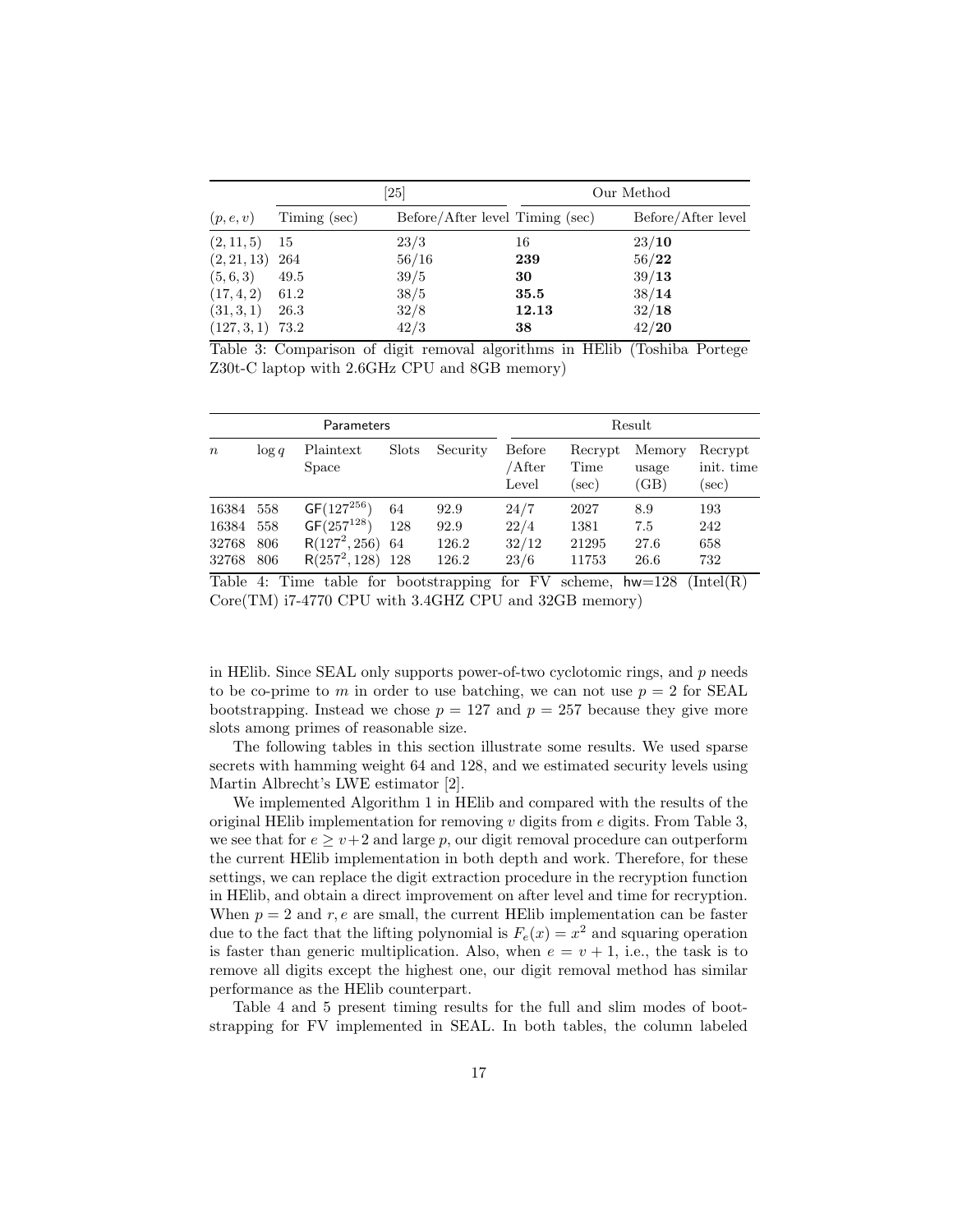| $(p, e, v)$ | [25] | | Our Method | |
|---|---|---|---|---|
| | Timing (sec) | Before/After level | Timing (sec) | Before/After level |
| $(2, 11, 5)$ | 15 | 23/3 | 16 | 23/**10** |
| $(2, 21, 13)$ | 264 | 56/16 | **239** | 56/**22** |
| $(5, 6, 3)$ | 49.5 | 39/5 | **30** | 39/**13** |
| $(17, 4, 2)$ | 61.2 | 38/5 | **35.5** | 38/**14** |
| $(31, 3, 1)$ | 26.3 | 32/8 | **12.13** | 32/**18** |
| $(127, 3, 1)$ | 73.2 | 42/3 | **38** | 42/**20** |

Table 3: Comparison of digit removal algorithms in HElib (Toshiba Portege Z30t-C laptop with 2.6GHz CPU and 8GB memory)

| Parameters | | | | | Result | | | |
|---|---|---|---|---|---|---|---|---|
| $n$ | $\log q$ | Plaintext Space | Slots | Security | Before /After Level | Recrypt Time (sec) | Memory usage (GB) | Recrypt init. time (sec) |
| 16384 | 558 | $\mathsf{GF}(127^{256})$ | 64 | 92.9 | 24/7 | 2027 | 8.9 | 193 |
| 16384 | 558 | $\mathsf{GF}(257^{128})$ | 128 | 92.9 | 22/4 | 1381 | 7.5 | 242 |
| 32768 | 806 | $\mathsf{R}(127^2, 256)$ | 64 | 126.2 | 32/12 | 21295 | 27.6 | 658 |
| 32768 | 806 | $\mathsf{R}(257^2, 128)$ | 128 | 126.2 | 23/6 | 11753 | 26.6 | 732 |

Table 4: Time table for bootstrapping for FV scheme, $\mathsf{hw}$=128 (Intel(R) Core(TM) i7-4770 CPU with 3.4GHZ CPU and 32GB memory)

in HElib. Since SEAL only supports power-of-two cyclotomic rings, and $p$ needs to be co-prime to $m$ in order to use batching, we can not use $p = 2$ for SEAL bootstrapping. Instead we chose $p = 127$ and $p = 257$ because they give more slots among primes of reasonable size.

The following tables in this section illustrate some results. We used sparse secrets with hamming weight 64 and 128, and we estimated security levels using Martin Albrecht's LWE estimator [2].

We implemented Algorithm 1 in HElib and compared with the results of the original HElib implementation for removing $v$ digits from $e$ digits. From Table 3, we see that for $e \geq v+2$ and large $p$, our digit removal procedure can outperform the current HElib implementation in both depth and work. Therefore, for these settings, we can replace the digit extraction procedure in the recryption function in HElib, and obtain a direct improvement on after level and time for recryption. When $p = 2$ and $r, e$ are small, the current HElib implementation can be faster due to the fact that the lifting polynomial is $F_e(x) = x^2$ and squaring operation is faster than generic multiplication. Also, when $e = v + 1$, i.e., the task is to remove all digits except the highest one, our digit removal method has similar performance as the HElib counterpart.

Table 4 and 5 present timing results for the full and slim modes of bootstrapping for FV implemented in SEAL. In both tables, the column labeled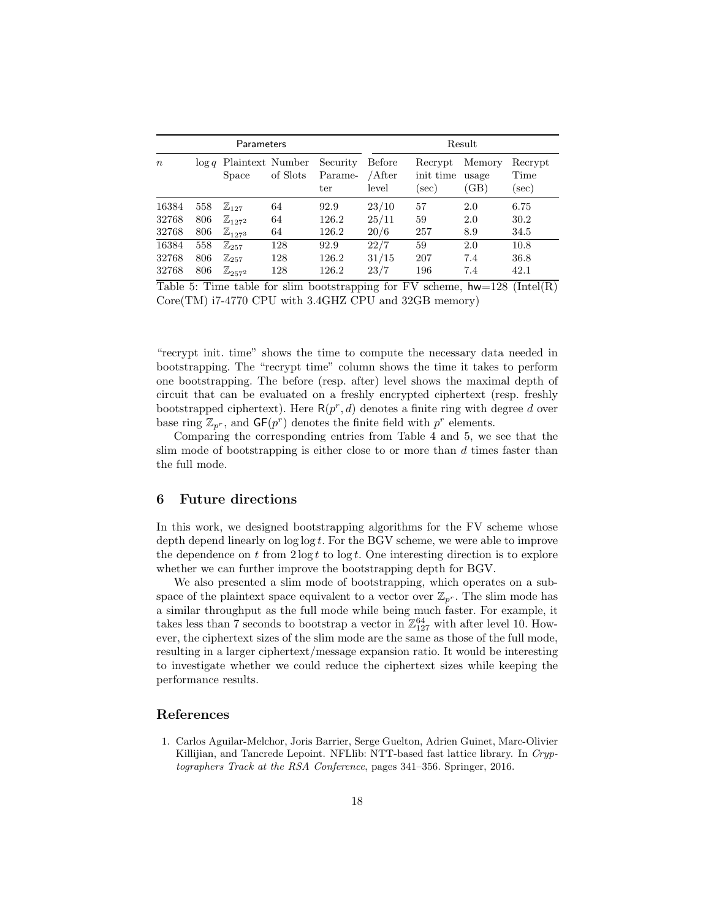| Parameters | | | | | Result | | | |
|---|---|---|---|---|---|---|---|---|
| $n$ | $\log q$ | Plaintext Space | Number of Slots | Security Parameter | Before /After level | Recrypt init time (sec) | Memory usage (GB) | Recrypt Time (sec) |
| 16384 | 558 | $\mathbb{Z}_{127}$ | 64 | 92.9 | 23/10 | 57 | 2.0 | 6.75 |
| 32768 | 806 | $\mathbb{Z}_{127^2}$ | 64 | 126.2 | 25/11 | 59 | 2.0 | 30.2 |
| 32768 | 806 | $\mathbb{Z}_{127^3}$ | 64 | 126.2 | 20/6 | 257 | 8.9 | 34.5 |
| 16384 | 558 | $\mathbb{Z}_{257}$ | 128 | 92.9 | 22/7 | 59 | 2.0 | 10.8 |
| 32768 | 806 | $\mathbb{Z}_{257}$ | 128 | 126.2 | 31/15 | 207 | 7.4 | 36.8 |
| 32768 | 806 | $\mathbb{Z}_{257^2}$ | 128 | 126.2 | 23/7 | 196 | 7.4 | 42.1 |

Table 5: Time table for slim bootstrapping for FV scheme, $\mathsf{hw}$=128 (Intel(R) Core(TM) i7-4770 CPU with 3.4GHZ CPU and 32GB memory)

"recrypt init. time" shows the time to compute the necessary data needed in bootstrapping. The "recrypt time" column shows the time it takes to perform one bootstrapping. The before (resp. after) level shows the maximal depth of circuit that can be evaluated on a freshly encrypted ciphertext (resp. freshly bootstrapped ciphertext). Here $\mathsf{R}(p^r, d)$ denotes a finite ring with degree $d$ over base ring $\mathbb{Z}_{p^r}$, and $\mathsf{GF}(p^r)$ denotes the finite field with $p^r$ elements.

Comparing the corresponding entries from Table 4 and 5, we see that the slim mode of bootstrapping is either close to or more than $d$ times faster than the full mode.

## 6 Future directions

In this work, we designed bootstrapping algorithms for the FV scheme whose depth depend linearly on $\log \log t$. For the BGV scheme, we were able to improve the dependence on $t$ from $2 \log t$ to $\log t$. One interesting direction is to explore whether we can further improve the bootstrapping depth for BGV.

We also presented a slim mode of bootstrapping, which operates on a subspace of the plaintext space equivalent to a vector over $\mathbb{Z}_{p^r}$. The slim mode has a similar throughput as the full mode while being much faster. For example, it takes less than 7 seconds to bootstrap a vector in $\mathbb{Z}_{127}^{64}$ with after level 10. However, the ciphertext sizes of the slim mode are the same as those of the full mode, resulting in a larger ciphertext/message expansion ratio. It would be interesting to investigate whether we could reduce the ciphertext sizes while keeping the performance results.

## References

1. Carlos Aguilar-Melchor, Joris Barrier, Serge Guelton, Adrien Guinet, Marc-Olivier Killijian, and Tancrede Lepoint. NFLlib: NTT-based fast lattice library. In *Cryptographers Track at the RSA Conference*, pages 341–356. Springer, 2016.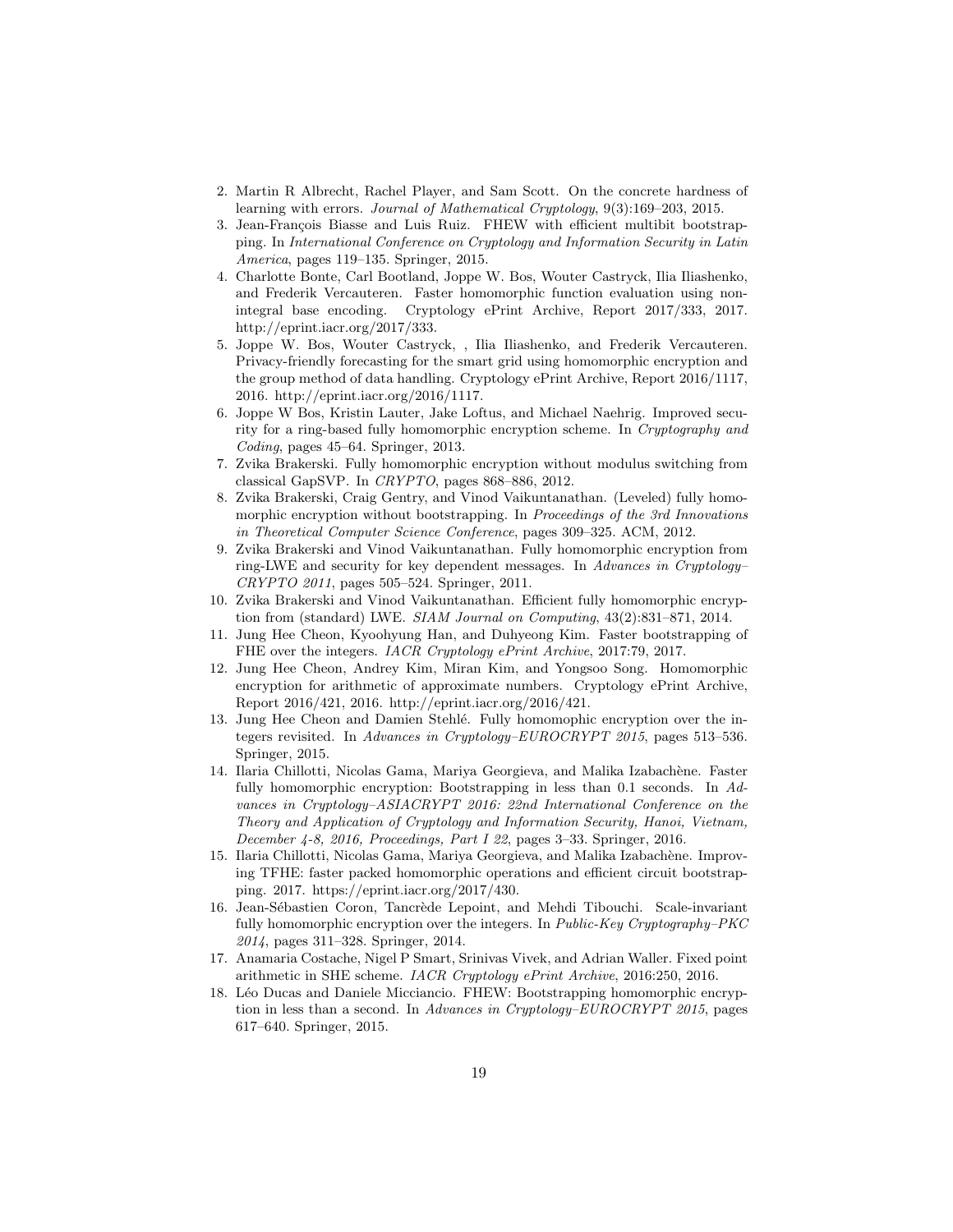2. Martin R Albrecht, Rachel Player, and Sam Scott. On the concrete hardness of learning with errors. *Journal of Mathematical Cryptology*, 9(3):169–203, 2015.
3. Jean-François Biasse and Luis Ruiz. FHEW with efficient multibit bootstrapping. In *International Conference on Cryptology and Information Security in Latin America*, pages 119–135. Springer, 2015.
4. Charlotte Bonte, Carl Bootland, Joppe W. Bos, Wouter Castryck, Ilia Iliashenko, and Frederik Vercauteren. Faster homomorphic function evaluation using non-integral base encoding. Cryptology ePrint Archive, Report 2017/333, 2017. http://eprint.iacr.org/2017/333.
5. Joppe W. Bos, Wouter Castryck, , Ilia Iliashenko, and Frederik Vercauteren. Privacy-friendly forecasting for the smart grid using homomorphic encryption and the group method of data handling. Cryptology ePrint Archive, Report 2016/1117, 2016. http://eprint.iacr.org/2016/1117.
6. Joppe W Bos, Kristin Lauter, Jake Loftus, and Michael Naehrig. Improved security for a ring-based fully homomorphic encryption scheme. In *Cryptography and Coding*, pages 45–64. Springer, 2013.
7. Zvika Brakerski. Fully homomorphic encryption without modulus switching from classical GapSVP. In *CRYPTO*, pages 868–886, 2012.
8. Zvika Brakerski, Craig Gentry, and Vinod Vaikuntanathan. (Leveled) fully homomorphic encryption without bootstrapping. In *Proceedings of the 3rd Innovations in Theoretical Computer Science Conference*, pages 309–325. ACM, 2012.
9. Zvika Brakerski and Vinod Vaikuntanathan. Fully homomorphic encryption from ring-LWE and security for key dependent messages. In *Advances in Cryptology–CRYPTO 2011*, pages 505–524. Springer, 2011.
10. Zvika Brakerski and Vinod Vaikuntanathan. Efficient fully homomorphic encryption from (standard) LWE. *SIAM Journal on Computing*, 43(2):831–871, 2014.
11. Jung Hee Cheon, Kyoohyung Han, and Duhyeong Kim. Faster bootstrapping of FHE over the integers. *IACR Cryptology ePrint Archive*, 2017:79, 2017.
12. Jung Hee Cheon, Andrey Kim, Miran Kim, and Yongsoo Song. Homomorphic encryption for arithmetic of approximate numbers. Cryptology ePrint Archive, Report 2016/421, 2016. http://eprint.iacr.org/2016/421.
13. Jung Hee Cheon and Damien Stehlé. Fully homomophic encryption over the integers revisited. In *Advances in Cryptology–EUROCRYPT 2015*, pages 513–536. Springer, 2015.
14. Ilaria Chillotti, Nicolas Gama, Mariya Georgieva, and Malika Izabachène. Faster fully homomorphic encryption: Bootstrapping in less than 0.1 seconds. In *Advances in Cryptology–ASIACRYPT 2016: 22nd International Conference on the Theory and Application of Cryptology and Information Security, Hanoi, Vietnam, December 4-8, 2016, Proceedings, Part I 22*, pages 3–33. Springer, 2016.
15. Ilaria Chillotti, Nicolas Gama, Mariya Georgieva, and Malika Izabachène. Improving TFHE: faster packed homomorphic operations and efficient circuit bootstrapping. 2017. https://eprint.iacr.org/2017/430.
16. Jean-Sébastien Coron, Tancrède Lepoint, and Mehdi Tibouchi. Scale-invariant fully homomorphic encryption over the integers. In *Public-Key Cryptography–PKC 2014*, pages 311–328. Springer, 2014.
17. Anamaria Costache, Nigel P Smart, Srinivas Vivek, and Adrian Waller. Fixed point arithmetic in SHE scheme. *IACR Cryptology ePrint Archive*, 2016:250, 2016.
18. Léo Ducas and Daniele Micciancio. FHEW: Bootstrapping homomorphic encryption in less than a second. In *Advances in Cryptology–EUROCRYPT 2015*, pages 617–640. Springer, 2015.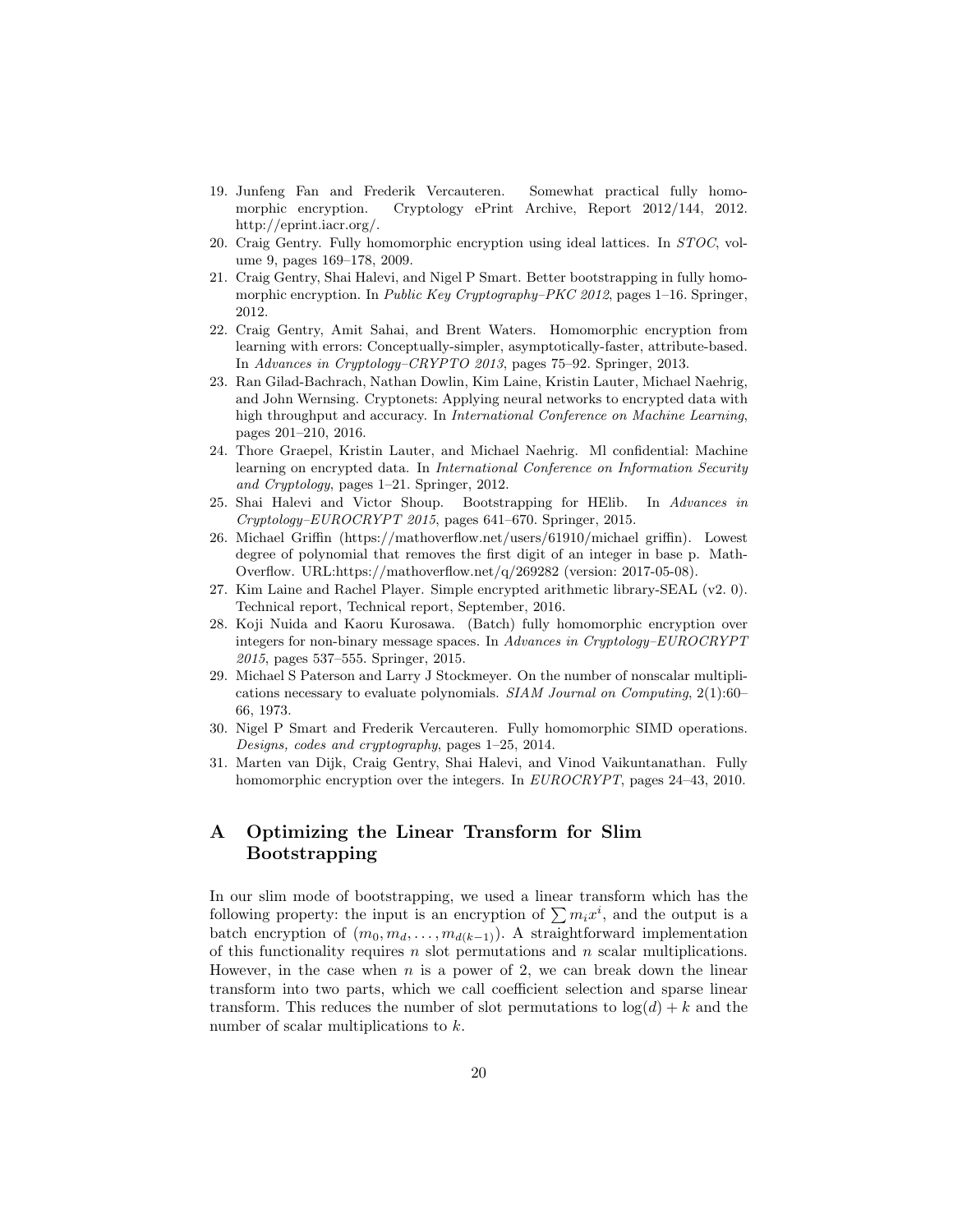19. Junfeng Fan and Frederik Vercauteren. Somewhat practical fully homomorphic encryption. Cryptology ePrint Archive, Report 2012/144, 2012. http://eprint.iacr.org/.
20. Craig Gentry. Fully homomorphic encryption using ideal lattices. In *STOC*, volume 9, pages 169–178, 2009.
21. Craig Gentry, Shai Halevi, and Nigel P Smart. Better bootstrapping in fully homomorphic encryption. In *Public Key Cryptography–PKC 2012*, pages 1–16. Springer, 2012.
22. Craig Gentry, Amit Sahai, and Brent Waters. Homomorphic encryption from learning with errors: Conceptually-simpler, asymptotically-faster, attribute-based. In *Advances in Cryptology–CRYPTO 2013*, pages 75–92. Springer, 2013.
23. Ran Gilad-Bachrach, Nathan Dowlin, Kim Laine, Kristin Lauter, Michael Naehrig, and John Wernsing. Cryptonets: Applying neural networks to encrypted data with high throughput and accuracy. In *International Conference on Machine Learning*, pages 201–210, 2016.
24. Thore Graepel, Kristin Lauter, and Michael Naehrig. Ml confidential: Machine learning on encrypted data. In *International Conference on Information Security and Cryptology*, pages 1–21. Springer, 2012.
25. Shai Halevi and Victor Shoup. Bootstrapping for HElib. In *Advances in Cryptology–EUROCRYPT 2015*, pages 641–670. Springer, 2015.
26. Michael Griffin (https://mathoverflow.net/users/61910/michael griffin). Lowest degree of polynomial that removes the first digit of an integer in base p. MathOverflow. URL:https://mathoverflow.net/q/269282 (version: 2017-05-08).
27. Kim Laine and Rachel Player. Simple encrypted arithmetic library-SEAL (v2. 0). Technical report, Technical report, September, 2016.
28. Koji Nuida and Kaoru Kurosawa. (Batch) fully homomorphic encryption over integers for non-binary message spaces. In *Advances in Cryptology–EUROCRYPT 2015*, pages 537–555. Springer, 2015.
29. Michael S Paterson and Larry J Stockmeyer. On the number of nonscalar multiplications necessary to evaluate polynomials. *SIAM Journal on Computing*, 2(1):60–66, 1973.
30. Nigel P Smart and Frederik Vercauteren. Fully homomorphic SIMD operations. *Designs, codes and cryptography*, pages 1–25, 2014.
31. Marten van Dijk, Craig Gentry, Shai Halevi, and Vinod Vaikuntanathan. Fully homomorphic encryption over the integers. In *EUROCRYPT*, pages 24–43, 2010.

# A Optimizing the Linear Transform for Slim Bootstrapping

In our slim mode of bootstrapping, we used a linear transform which has the following property: the input is an encryption of $\sum m_i x^i$, and the output is a batch encryption of $(m_0, m_d, \ldots, m_{d(k-1)})$. A straightforward implementation of this functionality requires $n$ slot permutations and $n$ scalar multiplications. However, in the case when $n$ is a power of 2, we can break down the linear transform into two parts, which we call coefficient selection and sparse linear transform. This reduces the number of slot permutations to $\log(d) + k$ and the number of scalar multiplications to $k$.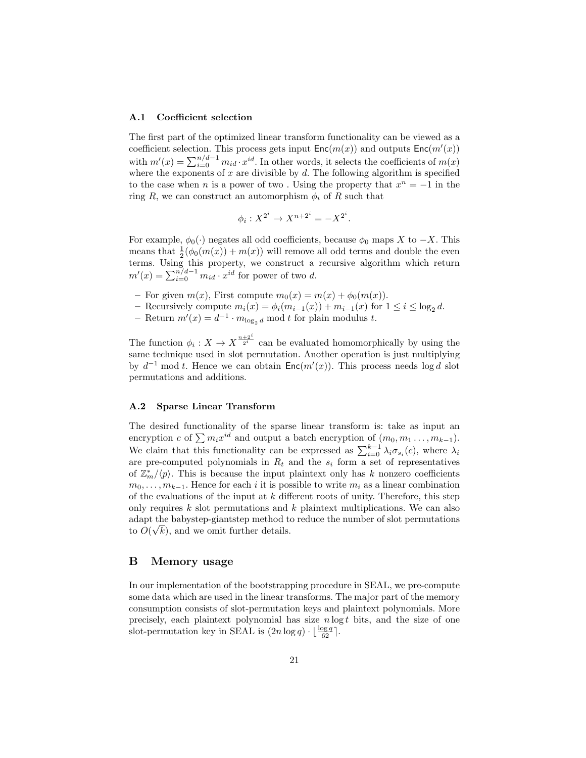### A.1 Coefficient selection

The first part of the optimized linear transform functionality can be viewed as a coefficient selection. This process gets input $\mathsf{Enc}(m(x))$ and outputs $\mathsf{Enc}(m'(x))$ with $m'(x) = \sum_{i=0}^{n/d-1} m_{id} \cdot x^{id}$. In other words, it selects the coefficients of $m(x)$ where the exponents of $x$ are divisible by $d$. The following algorithm is specified to the case when $n$ is a power of two . Using the property that $x^n = -1$ in the ring $R$, we can construct an automorphism $\phi_i$ of $R$ such that

$$\phi_i : X^{2^i} \to X^{n+2^i} = -X^{2^i}.$$

For example, $\phi_0(\cdot)$ negates all odd coefficients, because $\phi_0$ maps $X$ to $-X$. This means that $\frac{1}{2}(\phi_0(m(x)) + m(x))$ will remove all odd terms and double the even terms. Using this property, we construct a recursive algorithm which return $m'(x) = \sum_{i=0}^{n/d-1} m_{id} \cdot x^{id}$ for power of two $d$.

- For given $m(x)$, First compute $m_0(x) = m(x) + \phi_0(m(x))$.
- Recursively compute $m_i(x) = \phi_i(m_{i-1}(x)) + m_{i-1}(x)$ for $1 \le i \le \log_2 d$.
- Return $m'(x) = d^{-1} \cdot m_{\log_2 d} \bmod t$ for plain modulus $t$.

The function $\phi_i : X \to X^{\frac{n+2^i}{2^i}}$ can be evaluated homomorphically by using the same technique used in slot permutation. Another operation is just multiplying by $d^{-1} \bmod t$. Hence we can obtain $\mathsf{Enc}(m'(x))$. This process needs $\log d$ slot permutations and additions.

### A.2 Sparse Linear Transform

The desired functionality of the sparse linear transform is: take as input an encryption $c$ of $\sum m_i x^{id}$ and output a batch encryption of $(m_0, m_1 \ldots, m_{k-1})$. We claim that this functionality can be expressed as $\sum_{i=0}^{k-1} \lambda_i \sigma_{s_i}(c)$, where $\lambda_i$ are pre-computed polynomials in $R_t$ and the $s_i$ form a set of representatives of $\mathbb{Z}_m^*/\langle p \rangle$. This is because the input plaintext only has $k$ nonzero coefficients $m_0, \ldots, m_{k-1}$. Hence for each $i$ it is possible to write $m_i$ as a linear combination of the evaluations of the input at $k$ different roots of unity. Therefore, this step only requires $k$ slot permutations and $k$ plaintext multiplications. We can also adapt the babystep-giantstep method to reduce the number of slot permutations to $O(\sqrt{k})$, and we omit further details.

## B Memory usage

In our implementation of the bootstrapping procedure in SEAL, we pre-compute some data which are used in the linear transforms. The major part of the memory consumption consists of slot-permutation keys and plaintext polynomials. More precisely, each plaintext polynomial has size $n \log t$ bits, and the size of one slot-permutation key in SEAL is $(2n \log q) \cdot \lfloor \frac{\log q}{62} \rceil$.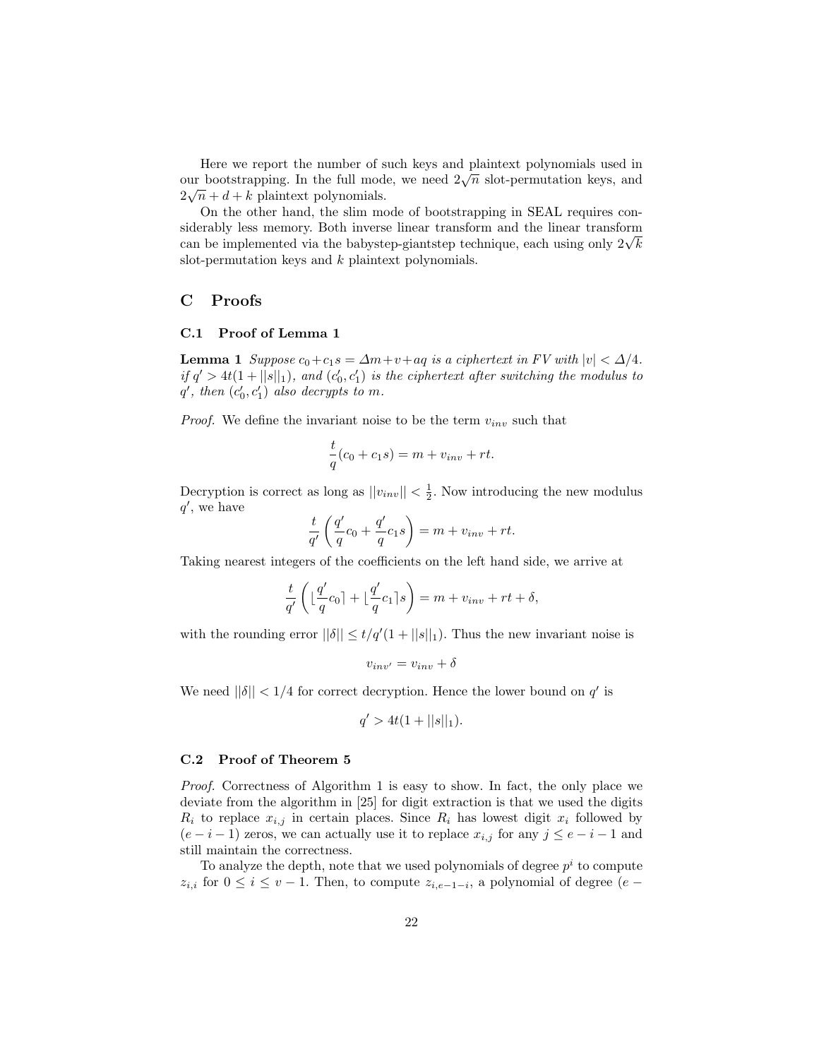Here we report the number of such keys and plaintext polynomials used in our bootstrapping. In the full mode, we need $2\sqrt{n}$ slot-permutation keys, and $2\sqrt{n} + d + k$ plaintext polynomials.

On the other hand, the slim mode of bootstrapping in SEAL requires considerably less memory. Both inverse linear transform and the linear transform can be implemented via the babystep-giantstep technique, each using only $2\sqrt{k}$ slot-permutation keys and $k$ plaintext polynomials.

## C Proofs

### C.1 Proof of Lemma 1

**Lemma 1** *Suppose $c_0 + c_1 s = \Delta m + v + aq$ is a ciphertext in FV with $|v| < \Delta/4$. if $q' > 4t(1 + ||s||_1)$, and $(c_0', c_1')$ is the ciphertext after switching the modulus to $q'$, then $(c_0', c_1')$ also decrypts to $m$.*

*Proof.* We define the invariant noise to be the term $v_{inv}$ such that

$$\frac{t}{q}(c_0 + c_1 s) = m + v_{inv} + rt.$$

Decryption is correct as long as $||v_{inv}|| < \frac{1}{2}$. Now introducing the new modulus $q'$, we have

$$\frac{t}{q'}\left(\frac{q'}{q}c_0 + \frac{q'}{q}c_1 s\right) = m + v_{inv} + rt.$$

Taking nearest integers of the coefficients on the left hand side, we arrive at

$$\frac{t}{q'}\left(\lfloor \frac{q'}{q}c_0 \rceil + \lfloor \frac{q'}{q}c_1 \rceil s\right) = m + v_{inv} + rt + \delta,$$

with the rounding error $||\delta|| \leq t/q'(1 + ||s||_1)$. Thus the new invariant noise is

$$v_{inv'} = v_{inv} + \delta$$

We need $||\delta|| < 1/4$ for correct decryption. Hence the lower bound on $q'$ is

$$q' > 4t(1 + ||s||_1).$$

### C.2 Proof of Theorem 5

*Proof.* Correctness of Algorithm 1 is easy to show. In fact, the only place we deviate from the algorithm in [25] for digit extraction is that we used the digits $R_i$ to replace $x_{i,j}$ in certain places. Since $R_i$ has lowest digit $x_i$ followed by $(e - i - 1)$ zeros, we can actually use it to replace $x_{i,j}$ for any $j \leq e - i - 1$ and still maintain the correctness.

To analyze the depth, note that we used polynomials of degree $p^i$ to compute $z_{i,i}$ for $0 \leq i \leq v - 1$. Then, to compute $z_{i,e-1-i}$, a polynomial of degree $(e -$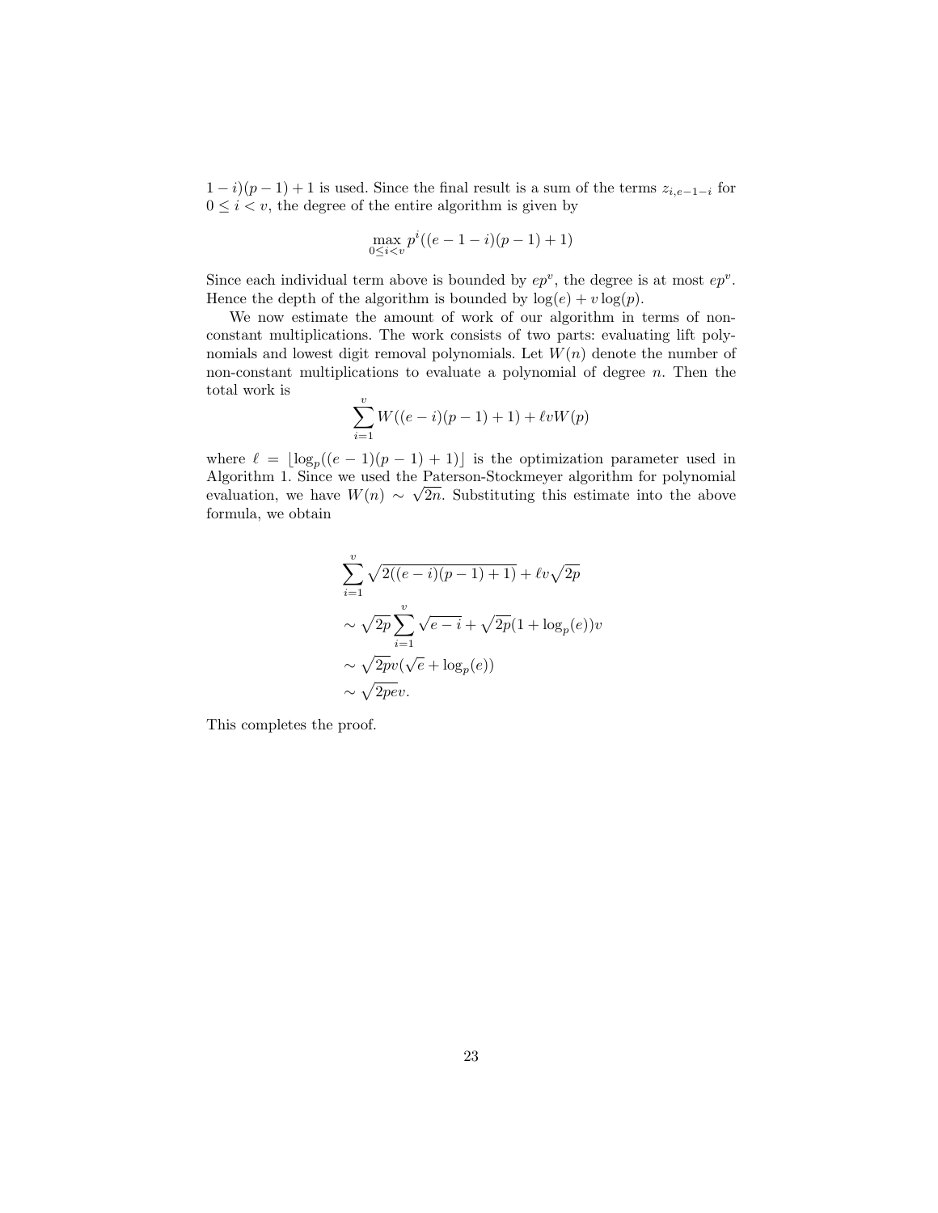$1-i)(p-1)+1$ is used. Since the final result is a sum of the terms $z_{i,e-1-i}$ for $0 \le i < v$, the degree of the entire algorithm is given by

$$\max_{0 \le i < v} p^i((e-1-i)(p-1)+1)$$

Since each individual term above is bounded by $ep^v$, the degree is at most $ep^v$. Hence the depth of the algorithm is bounded by $\log(e) + v\log(p)$.

We now estimate the amount of work of our algorithm in terms of non-constant multiplications. The work consists of two parts: evaluating lift polynomials and lowest digit removal polynomials. Let $W(n)$ denote the number of non-constant multiplications to evaluate a polynomial of degree $n$. Then the total work is

$$\sum_{i=1}^{v} W((e-i)(p-1)+1) + \ell v W(p)$$

where $\ell = \lfloor \log_p((e-1)(p-1)+1) \rfloor$ is the optimization parameter used in Algorithm 1. Since we used the Paterson-Stockmeyer algorithm for polynomial evaluation, we have $W(n) \sim \sqrt{2n}$. Substituting this estimate into the above formula, we obtain

$$\begin{aligned}
&\sum_{i=1}^{v} \sqrt{2((e-i)(p-1)+1)} + \ell v \sqrt{2p} \\
&\sim \sqrt{2p} \sum_{i=1}^{v} \sqrt{e-i} + \sqrt{2p}(1+\log_p(e))v \\
&\sim \sqrt{2p}v(\sqrt{e} + \log_p(e)) \\
&\sim \sqrt{2pe}v.
\end{aligned}$$

This completes the proof.